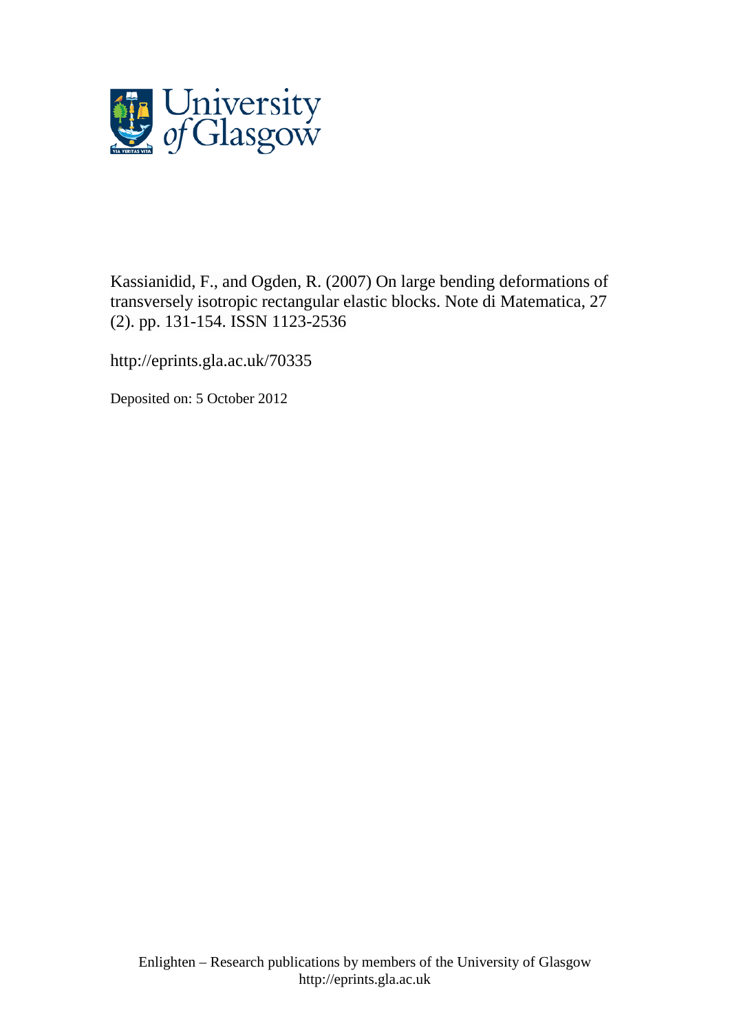Kassianidid, F., and Ogden, R. (2007) On large bending deformations of transversely isotropic rectangular elastic blocks. Note di Matematica, 27 (2). pp. 131-154. ISSN 1123-2536

http://eprints.gla.ac.uk/70335

Deposited on: 5 October 2012

Enlighten – Research publications by members of the University of Glasgow
http://eprints.gla.ac.uk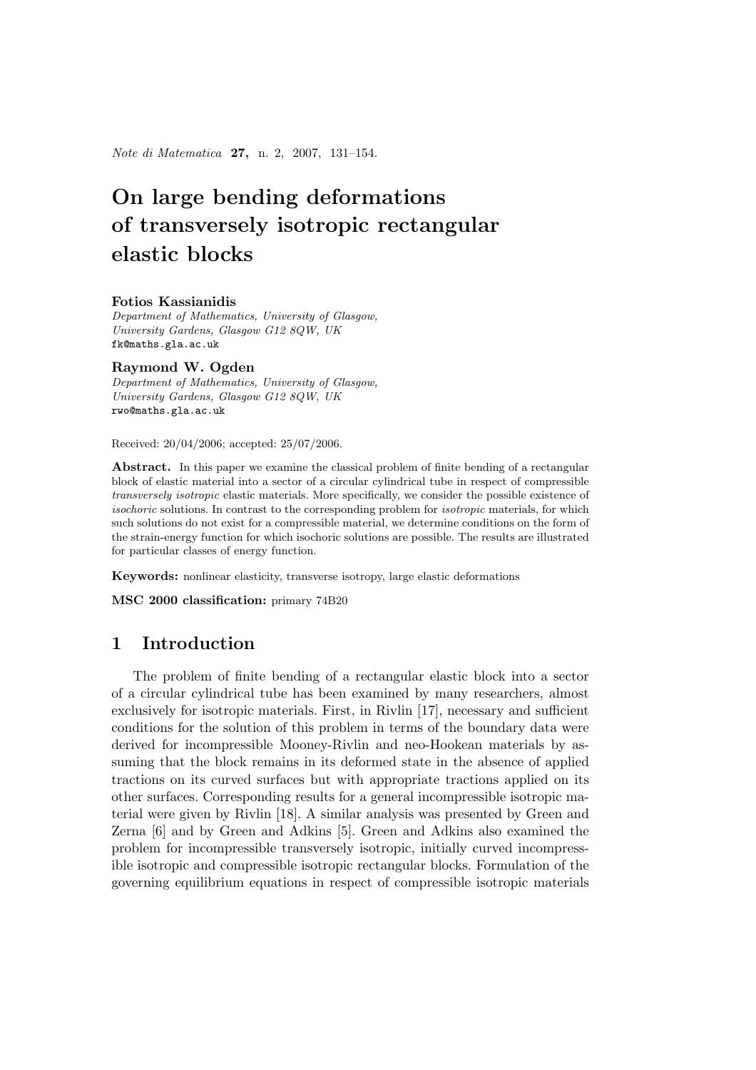# On large bending deformations of transversely isotropic rectangular elastic blocks

**Fotios Kassianidis**
*Department of Mathematics, University of Glasgow,*
*University Gardens, Glasgow G12 8QW, UK*
fk@maths.gla.ac.uk

**Raymond W. Ogden**
*Department of Mathematics, University of Glasgow,*
*University Gardens, Glasgow G12 8QW, UK*
rwo@maths.gla.ac.uk

Received: 20/04/2006; accepted: 25/07/2006.

**Abstract.** In this paper we examine the classical problem of finite bending of a rectangular block of elastic material into a sector of a circular cylindrical tube in respect of compressible *transversely isotropic* elastic materials. More specifically, we consider the possible existence of *isochoric* solutions. In contrast to the corresponding problem for *isotropic* materials, for which such solutions do not exist for a compressible material, we determine conditions on the form of the strain-energy function for which isochoric solutions are possible. The results are illustrated for particular classes of energy function.

**Keywords:** nonlinear elasticity, transverse isotropy, large elastic deformations

**MSC 2000 classification:** primary 74B20

## 1 Introduction

The problem of finite bending of a rectangular elastic block into a sector of a circular cylindrical tube has been examined by many researchers, almost exclusively for isotropic materials. First, in Rivlin [17], necessary and sufficient conditions for the solution of this problem in terms of the boundary data were derived for incompressible Mooney-Rivlin and neo-Hookean materials by assuming that the block remains in its deformed state in the absence of applied tractions on its curved surfaces but with appropriate tractions applied on its other surfaces. Corresponding results for a general incompressible isotropic material were given by Rivlin [18]. A similar analysis was presented by Green and Zerna [6] and by Green and Adkins [5]. Green and Adkins also examined the problem for incompressible transversely isotropic, initially curved incompressible isotropic and compressible isotropic rectangular blocks. Formulation of the governing equilibrium equations in respect of compressible isotropic materials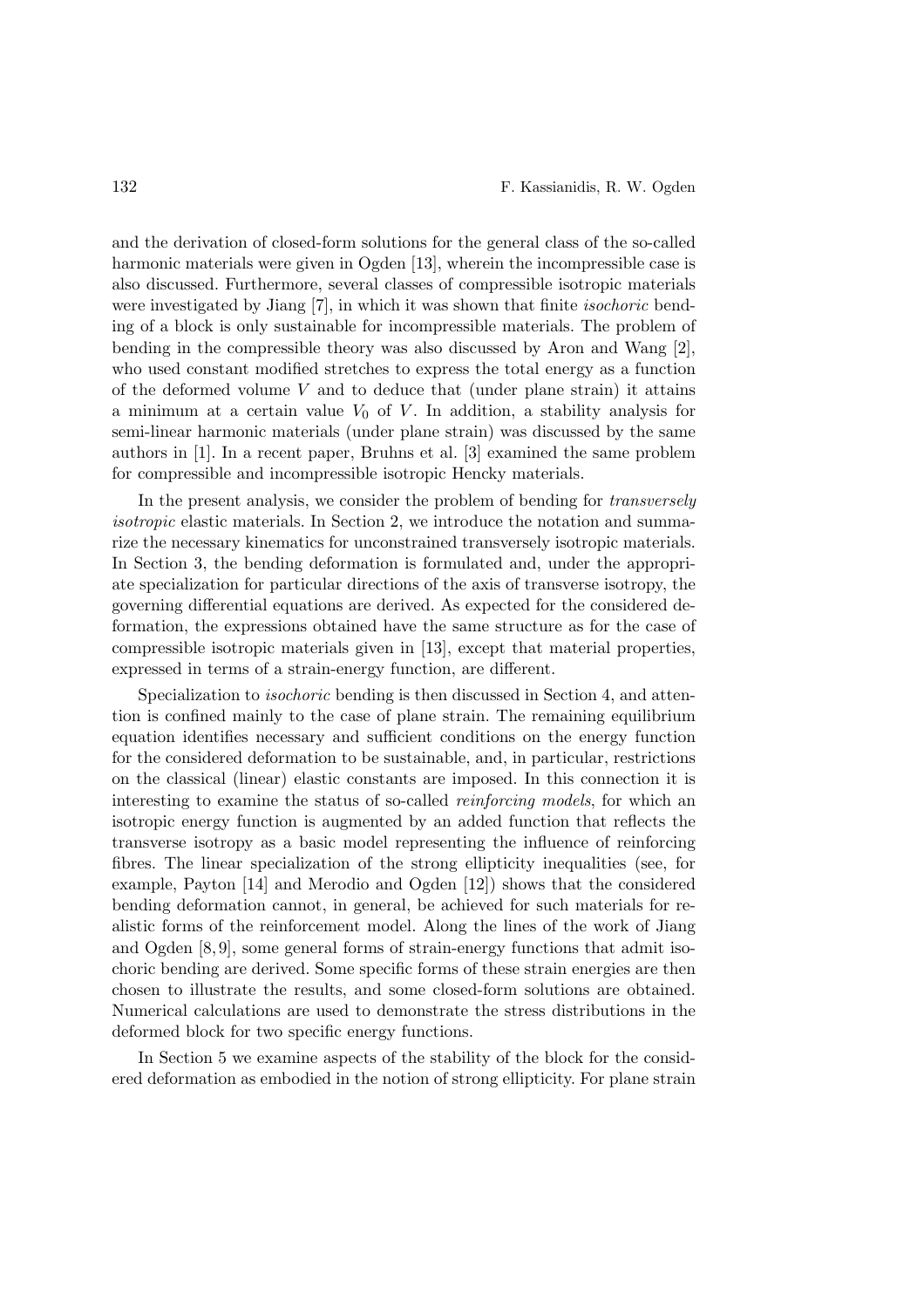and the derivation of closed-form solutions for the general class of the so-called harmonic materials were given in Ogden [13], wherein the incompressible case is also discussed. Furthermore, several classes of compressible isotropic materials were investigated by Jiang [7], in which it was shown that finite *isochoric* bending of a block is only sustainable for incompressible materials. The problem of bending in the compressible theory was also discussed by Aron and Wang [2], who used constant modified stretches to express the total energy as a function of the deformed volume $V$ and to deduce that (under plane strain) it attains a minimum at a certain value $V_0$ of $V$. In addition, a stability analysis for semi-linear harmonic materials (under plane strain) was discussed by the same authors in [1]. In a recent paper, Bruhns et al. [3] examined the same problem for compressible and incompressible isotropic Hencky materials.

In the present analysis, we consider the problem of bending for *transversely isotropic* elastic materials. In Section 2, we introduce the notation and summarize the necessary kinematics for unconstrained transversely isotropic materials. In Section 3, the bending deformation is formulated and, under the appropriate specialization for particular directions of the axis of transverse isotropy, the governing differential equations are derived. As expected for the considered deformation, the expressions obtained have the same structure as for the case of compressible isotropic materials given in [13], except that material properties, expressed in terms of a strain-energy function, are different.

Specialization to *isochoric* bending is then discussed in Section 4, and attention is confined mainly to the case of plane strain. The remaining equilibrium equation identifies necessary and sufficient conditions on the energy function for the considered deformation to be sustainable, and, in particular, restrictions on the classical (linear) elastic constants are imposed. In this connection it is interesting to examine the status of so-called *reinforcing models*, for which an isotropic energy function is augmented by an added function that reflects the transverse isotropy as a basic model representing the influence of reinforcing fibres. The linear specialization of the strong ellipticity inequalities (see, for example, Payton [14] and Merodio and Ogden [12]) shows that the considered bending deformation cannot, in general, be achieved for such materials for realistic forms of the reinforcement model. Along the lines of the work of Jiang and Ogden [8, 9], some general forms of strain-energy functions that admit isochoric bending are derived. Some specific forms of these strain energies are then chosen to illustrate the results, and some closed-form solutions are obtained. Numerical calculations are used to demonstrate the stress distributions in the deformed block for two specific energy functions.

In Section 5 we examine aspects of the stability of the block for the considered deformation as embodied in the notion of strong ellipticity. For plane strain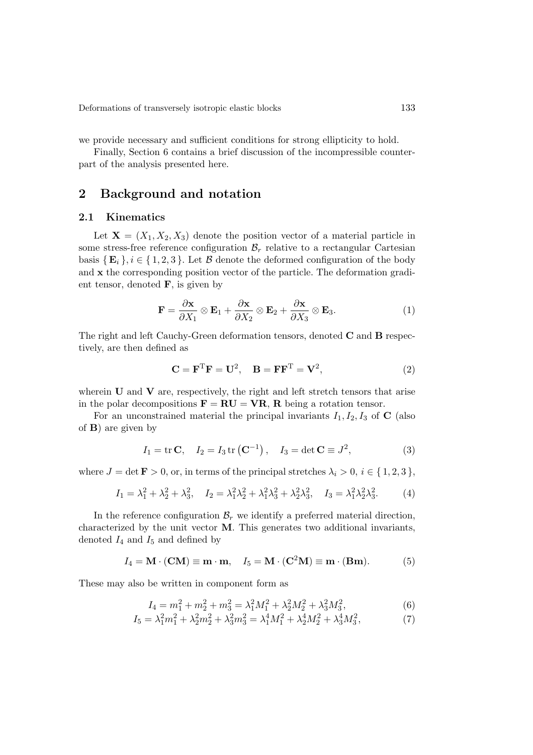we provide necessary and sufficient conditions for strong ellipticity to hold.

Finally, Section 6 contains a brief discussion of the incompressible counterpart of the analysis presented here.

## 2 Background and notation

### 2.1 Kinematics

Let $\mathbf{X} = (X_1, X_2, X_3)$ denote the position vector of a material particle in some stress-free reference configuration $\mathcal{B}_r$ relative to a rectangular Cartesian basis $\{ \mathbf{E}_i \}, i \in \{ 1, 2, 3 \}$. Let $\mathcal{B}$ denote the deformed configuration of the body and $\mathbf{x}$ the corresponding position vector of the particle. The deformation gradient tensor, denoted $\mathbf{F}$, is given by

$$\mathbf{F} = \frac{\partial \mathbf{x}}{\partial X_1} \otimes \mathbf{E}_1 + \frac{\partial \mathbf{x}}{\partial X_2} \otimes \mathbf{E}_2 + \frac{\partial \mathbf{x}}{\partial X_3} \otimes \mathbf{E}_3. \tag{1}$$

The right and left Cauchy-Green deformation tensors, denoted $\mathbf{C}$ and $\mathbf{B}$ respectively, are then defined as

$$\mathbf{C} = \mathbf{F}^{\mathrm{T}}\mathbf{F} = \mathbf{U}^2, \quad \mathbf{B} = \mathbf{F}\mathbf{F}^{\mathrm{T}} = \mathbf{V}^2, \tag{2}$$

wherein $\mathbf{U}$ and $\mathbf{V}$ are, respectively, the right and left stretch tensors that arise in the polar decompositions $\mathbf{F} = \mathbf{RU} = \mathbf{VR}$, $\mathbf{R}$ being a rotation tensor.

For an unconstrained material the principal invariants $I_1, I_2, I_3$ of $\mathbf{C}$ (also of $\mathbf{B}$) are given by

$$I_1 = \operatorname{tr} \mathbf{C}, \quad I_2 = I_3 \operatorname{tr}\left(\mathbf{C}^{-1}\right), \quad I_3 = \det \mathbf{C} \equiv J^2, \tag{3}$$

where $J = \det \mathbf{F} > 0$, or, in terms of the principal stretches $\lambda_i > 0$, $i \in \{ 1, 2, 3 \}$,

$$I_1 = \lambda_1^2 + \lambda_2^2 + \lambda_3^2, \quad I_2 = \lambda_1^2\lambda_2^2 + \lambda_1^2\lambda_3^2 + \lambda_2^2\lambda_3^2, \quad I_3 = \lambda_1^2\lambda_2^2\lambda_3^2. \tag{4}$$

In the reference configuration $\mathcal{B}_r$ we identify a preferred material direction, characterized by the unit vector $\mathbf{M}$. This generates two additional invariants, denoted $I_4$ and $I_5$ and defined by

$$I_4 = \mathbf{M} \cdot (\mathbf{CM}) \equiv \mathbf{m} \cdot \mathbf{m}, \quad I_5 = \mathbf{M} \cdot (\mathbf{C}^2\mathbf{M}) \equiv \mathbf{m} \cdot (\mathbf{Bm}). \tag{5}$$

These may also be written in component form as

$$I_4 = m_1^2 + m_2^2 + m_3^2 = \lambda_1^2 M_1^2 + \lambda_2^2 M_2^2 + \lambda_3^2 M_3^2, \tag{6}$$

$$I_5 = \lambda_1^2 m_1^2 + \lambda_2^2 m_2^2 + \lambda_3^2 m_3^2 = \lambda_1^4 M_1^2 + \lambda_2^4 M_2^2 + \lambda_3^4 M_3^2, \tag{7}$$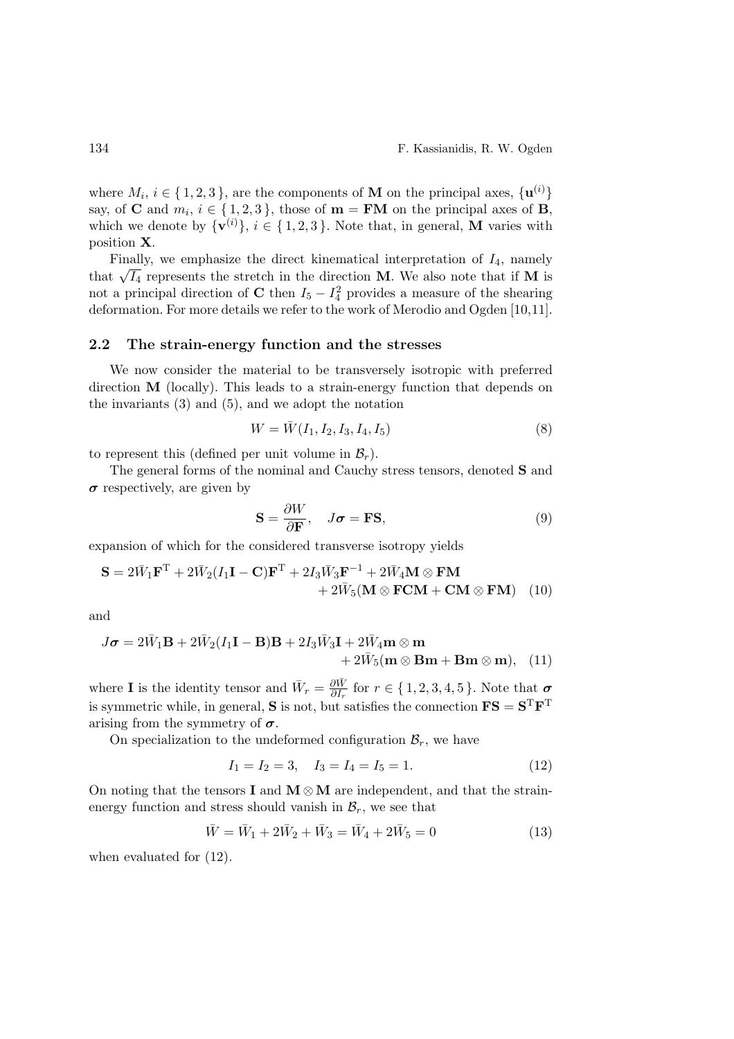where $M_i$, $i \in \{1, 2, 3\}$, are the components of $\mathbf{M}$ on the principal axes, $\{\mathbf{u}^{(i)}\}$ say, of $\mathbf{C}$ and $m_i$, $i \in \{1, 2, 3\}$, those of $\mathbf{m} = \mathbf{FM}$ on the principal axes of $\mathbf{B}$, which we denote by $\{\mathbf{v}^{(i)}\}$, $i \in \{1, 2, 3\}$. Note that, in general, $\mathbf{M}$ varies with position $\mathbf{X}$.

Finally, we emphasize the direct kinematical interpretation of $I_4$, namely that $\sqrt{I_4}$ represents the stretch in the direction $\mathbf{M}$. We also note that if $\mathbf{M}$ is not a principal direction of $\mathbf{C}$ then $I_5 - I_4^2$ provides a measure of the shearing deformation. For more details we refer to the work of Merodio and Ogden [10,11].

### 2.2 The strain-energy function and the stresses

We now consider the material to be transversely isotropic with preferred direction $\mathbf{M}$ (locally). This leads to a strain-energy function that depends on the invariants (3) and (5), and we adopt the notation

$$W = \bar{W}(I_1, I_2, I_3, I_4, I_5) \tag{8}$$

to represent this (defined per unit volume in $\mathcal{B}_r$).

The general forms of the nominal and Cauchy stress tensors, denoted $\mathbf{S}$ and $\boldsymbol{\sigma}$ respectively, are given by

$$\mathbf{S} = \frac{\partial W}{\partial \mathbf{F}}, \quad J\boldsymbol{\sigma} = \mathbf{FS}, \tag{9}$$

expansion of which for the considered transverse isotropy yields

$$\begin{aligned}\mathbf{S} = 2\bar{W}_1\mathbf{F}^{\mathrm{T}} + 2\bar{W}_2(I_1\mathbf{I} - \mathbf{C})\mathbf{F}^{\mathrm{T}} + 2I_3\bar{W}_3\mathbf{F}^{-1} + 2\bar{W}_4\mathbf{M} \otimes \mathbf{FM} \\ + 2\bar{W}_5(\mathbf{M} \otimes \mathbf{FCM} + \mathbf{CM} \otimes \mathbf{FM})\end{aligned} \tag{10}$$

and

$$\begin{aligned}J\boldsymbol{\sigma} = 2\bar{W}_1\mathbf{B} + 2\bar{W}_2(I_1\mathbf{I} - \mathbf{B})\mathbf{B} + 2I_3\bar{W}_3\mathbf{I} + 2\bar{W}_4\mathbf{m} \otimes \mathbf{m} \\ + 2\bar{W}_5(\mathbf{m} \otimes \mathbf{Bm} + \mathbf{Bm} \otimes \mathbf{m}),\end{aligned} \tag{11}$$

where $\mathbf{I}$ is the identity tensor and $\bar{W}_r = \frac{\partial \bar{W}}{\partial I_r}$ for $r \in \{1, 2, 3, 4, 5\}$. Note that $\boldsymbol{\sigma}$ is symmetric while, in general, $\mathbf{S}$ is not, but satisfies the connection $\mathbf{FS} = \mathbf{S}^{\mathrm{T}}\mathbf{F}^{\mathrm{T}}$ arising from the symmetry of $\boldsymbol{\sigma}$.

On specialization to the undeformed configuration $\mathcal{B}_r$, we have

$$I_1 = I_2 = 3, \quad I_3 = I_4 = I_5 = 1. \tag{12}$$

On noting that the tensors $\mathbf{I}$ and $\mathbf{M} \otimes \mathbf{M}$ are independent, and that the strain-energy function and stress should vanish in $\mathcal{B}_r$, we see that

$$\bar{W} = \bar{W}_1 + 2\bar{W}_2 + \bar{W}_3 = \bar{W}_4 + 2\bar{W}_5 = 0 \tag{13}$$

when evaluated for (12).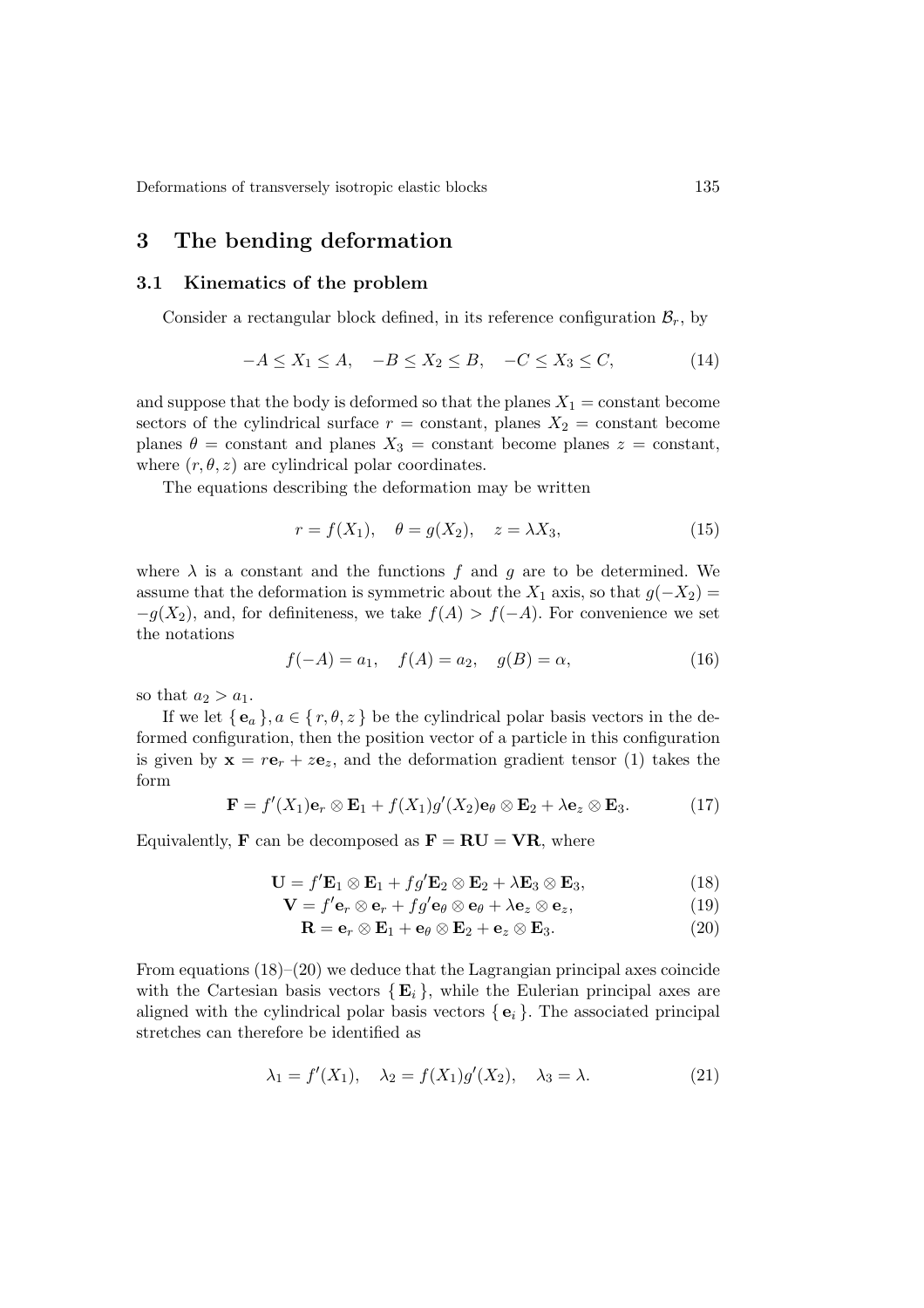## 3 The bending deformation

### 3.1 Kinematics of the problem

Consider a rectangular block defined, in its reference configuration $\mathcal{B}_r$, by

$$-A \leq X_1 \leq A, \quad -B \leq X_2 \leq B, \quad -C \leq X_3 \leq C, \tag{14}$$

and suppose that the body is deformed so that the planes $X_1 =$ constant become sectors of the cylindrical surface $r =$ constant, planes $X_2 =$ constant become planes $\theta =$ constant and planes $X_3 =$ constant become planes $z =$ constant, where $(r, \theta, z)$ are cylindrical polar coordinates.

The equations describing the deformation may be written

$$r = f(X_1), \quad \theta = g(X_2), \quad z = \lambda X_3, \tag{15}$$

where $\lambda$ is a constant and the functions $f$ and $g$ are to be determined. We assume that the deformation is symmetric about the $X_1$ axis, so that $g(-X_2) = -g(X_2)$, and, for definiteness, we take $f(A) > f(-A)$. For convenience we set the notations

$$f(-A) = a_1, \quad f(A) = a_2, \quad g(B) = \alpha, \tag{16}$$

so that $a_2 > a_1$.

If we let $\{ \mathbf{e}_a \}, a \in \{ r, \theta, z \}$ be the cylindrical polar basis vectors in the deformed configuration, then the position vector of a particle in this configuration is given by $\mathbf{x} = r\mathbf{e}_r + z\mathbf{e}_z$, and the deformation gradient tensor (1) takes the form

$$\mathbf{F} = f'(X_1)\mathbf{e}_r \otimes \mathbf{E}_1 + f(X_1)g'(X_2)\mathbf{e}_\theta \otimes \mathbf{E}_2 + \lambda \mathbf{e}_z \otimes \mathbf{E}_3. \tag{17}$$

Equivalently, $\mathbf{F}$ can be decomposed as $\mathbf{F} = \mathbf{RU} = \mathbf{VR}$, where

$$\mathbf{U} = f'\mathbf{E}_1 \otimes \mathbf{E}_1 + fg'\mathbf{E}_2 \otimes \mathbf{E}_2 + \lambda \mathbf{E}_3 \otimes \mathbf{E}_3, \tag{18}$$

$$\mathbf{V} = f'\mathbf{e}_r \otimes \mathbf{e}_r + fg'\mathbf{e}_\theta \otimes \mathbf{e}_\theta + \lambda \mathbf{e}_z \otimes \mathbf{e}_z, \tag{19}$$

$$\mathbf{R} = \mathbf{e}_r \otimes \mathbf{E}_1 + \mathbf{e}_\theta \otimes \mathbf{E}_2 + \mathbf{e}_z \otimes \mathbf{E}_3. \tag{20}$$

From equations (18)–(20) we deduce that the Lagrangian principal axes coincide with the Cartesian basis vectors $\{ \mathbf{E}_i \}$, while the Eulerian principal axes are aligned with the cylindrical polar basis vectors $\{ \mathbf{e}_i \}$. The associated principal stretches can therefore be identified as

$$\lambda_1 = f'(X_1), \quad \lambda_2 = f(X_1)g'(X_2), \quad \lambda_3 = \lambda. \tag{21}$$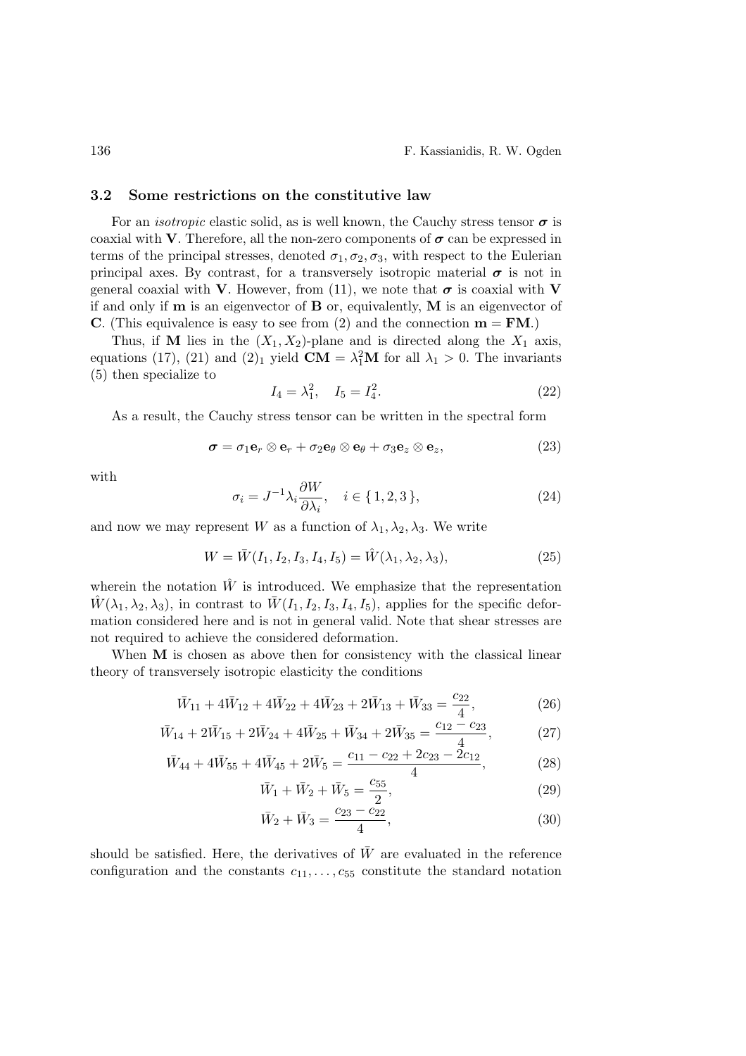### 3.2 Some restrictions on the constitutive law

For an *isotropic* elastic solid, as is well known, the Cauchy stress tensor $\boldsymbol{\sigma}$ is coaxial with $\mathbf{V}$. Therefore, all the non-zero components of $\boldsymbol{\sigma}$ can be expressed in terms of the principal stresses, denoted $\sigma_1, \sigma_2, \sigma_3$, with respect to the Eulerian principal axes. By contrast, for a transversely isotropic material $\boldsymbol{\sigma}$ is not in general coaxial with $\mathbf{V}$. However, from (11), we note that $\boldsymbol{\sigma}$ is coaxial with $\mathbf{V}$ if and only if $\mathbf{m}$ is an eigenvector of $\mathbf{B}$ or, equivalently, $\mathbf{M}$ is an eigenvector of $\mathbf{C}$. (This equivalence is easy to see from (2) and the connection $\mathbf{m} = \mathbf{FM}$.)

Thus, if $\mathbf{M}$ lies in the $(X_1, X_2)$-plane and is directed along the $X_1$ axis, equations (17), (21) and $(2)_1$ yield $\mathbf{CM} = \lambda_1^2\mathbf{M}$ for all $\lambda_1 > 0$. The invariants (5) then specialize to

$$I_4 = \lambda_1^2, \quad I_5 = I_4^2. \tag{22}$$

As a result, the Cauchy stress tensor can be written in the spectral form

$$\boldsymbol{\sigma} = \sigma_1 \mathbf{e}_r \otimes \mathbf{e}_r + \sigma_2 \mathbf{e}_\theta \otimes \mathbf{e}_\theta + \sigma_3 \mathbf{e}_z \otimes \mathbf{e}_z, \tag{23}$$

with

$$\sigma_i = J^{-1}\lambda_i \frac{\partial W}{\partial \lambda_i}, \quad i \in \{1, 2, 3\}, \tag{24}$$

and now we may represent $W$ as a function of $\lambda_1, \lambda_2, \lambda_3$. We write

$$W = \bar{W}(I_1, I_2, I_3, I_4, I_5) = \hat{W}(\lambda_1, \lambda_2, \lambda_3), \tag{25}$$

wherein the notation $\hat{W}$ is introduced. We emphasize that the representation $\hat{W}(\lambda_1, \lambda_2, \lambda_3)$, in contrast to $\bar{W}(I_1, I_2, I_3, I_4, I_5)$, applies for the specific deformation considered here and is not in general valid. Note that shear stresses are not required to achieve the considered deformation.

When $\mathbf{M}$ is chosen as above then for consistency with the classical linear theory of transversely isotropic elasticity the conditions

$$\bar{W}_{11} + 4\bar{W}_{12} + 4\bar{W}_{22} + 4\bar{W}_{23} + 2\bar{W}_{13} + \bar{W}_{33} = \frac{c_{22}}{4}, \tag{26}$$

$$\bar{W}_{14} + 2\bar{W}_{15} + 2\bar{W}_{24} + 4\bar{W}_{25} + \bar{W}_{34} + 2\bar{W}_{35} = \frac{c_{12} - c_{23}}{4}, \tag{27}$$

$$\bar{W}_{44} + 4\bar{W}_{55} + 4\bar{W}_{45} + 2\bar{W}_5 = \frac{c_{11} - c_{22} + 2c_{23} - 2c_{12}}{4}, \tag{28}$$

$$\bar{W}_1 + \bar{W}_2 + \bar{W}_5 = \frac{c_{55}}{2}, \tag{29}$$

$$\bar{W}_2 + \bar{W}_3 = \frac{c_{23} - c_{22}}{4}, \tag{30}$$

should be satisfied. Here, the derivatives of $\bar{W}$ are evaluated in the reference configuration and the constants $c_{11}, \ldots, c_{55}$ constitute the standard notation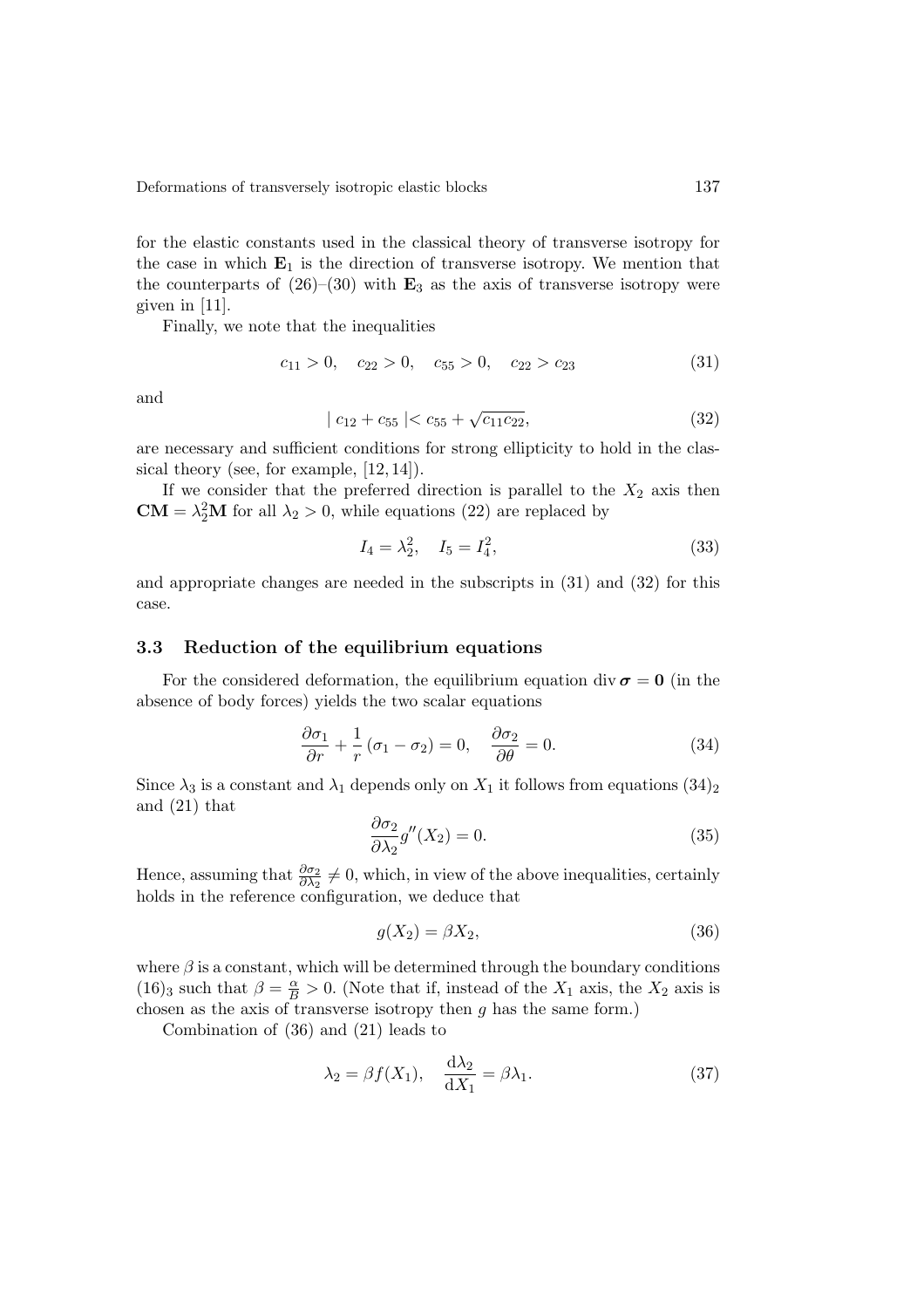for the elastic constants used in the classical theory of transverse isotropy for the case in which $\mathbf{E}_1$ is the direction of transverse isotropy. We mention that the counterparts of (26)–(30) with $\mathbf{E}_3$ as the axis of transverse isotropy were given in [11].

Finally, we note that the inequalities

$$c_{11} > 0, \quad c_{22} > 0, \quad c_{55} > 0, \quad c_{22} > c_{23} \tag{31}$$

and

$$| \, c_{12} + c_{55} \, | < c_{55} + \sqrt{c_{11} c_{22}}, \tag{32}$$

are necessary and sufficient conditions for strong ellipticity to hold in the classical theory (see, for example, [12, 14]).

If we consider that the preferred direction is parallel to the $X_2$ axis then $\mathbf{CM} = \lambda_2^2 \mathbf{M}$ for all $\lambda_2 > 0$, while equations (22) are replaced by

$$I_4 = \lambda_2^2, \quad I_5 = I_4^2, \tag{33}$$

and appropriate changes are needed in the subscripts in (31) and (32) for this case.

### 3.3 Reduction of the equilibrium equations

For the considered deformation, the equilibrium equation $\operatorname{div} \boldsymbol{\sigma} = \mathbf{0}$ (in the absence of body forces) yields the two scalar equations

$$\frac{\partial \sigma_1}{\partial r} + \frac{1}{r} \left( \sigma_1 - \sigma_2 \right) = 0, \quad \frac{\partial \sigma_2}{\partial \theta} = 0. \tag{34}$$

Since $\lambda_3$ is a constant and $\lambda_1$ depends only on $X_1$ it follows from equations $(34)_2$ and (21) that

$$\frac{\partial \sigma_2}{\partial \lambda_2} g''(X_2) = 0. \tag{35}$$

Hence, assuming that $\frac{\partial \sigma_2}{\partial \lambda_2} \neq 0$, which, in view of the above inequalities, certainly holds in the reference configuration, we deduce that

$$g(X_2) = \beta X_2, \tag{36}$$

where $\beta$ is a constant, which will be determined through the boundary conditions $(16)_3$ such that $\beta = \frac{\alpha}{B} > 0$. (Note that if, instead of the $X_1$ axis, the $X_2$ axis is chosen as the axis of transverse isotropy then $g$ has the same form.)

Combination of (36) and (21) leads to

$$\lambda_2 = \beta f(X_1), \quad \frac{\mathrm{d}\lambda_2}{\mathrm{d}X_1} = \beta \lambda_1. \tag{37}$$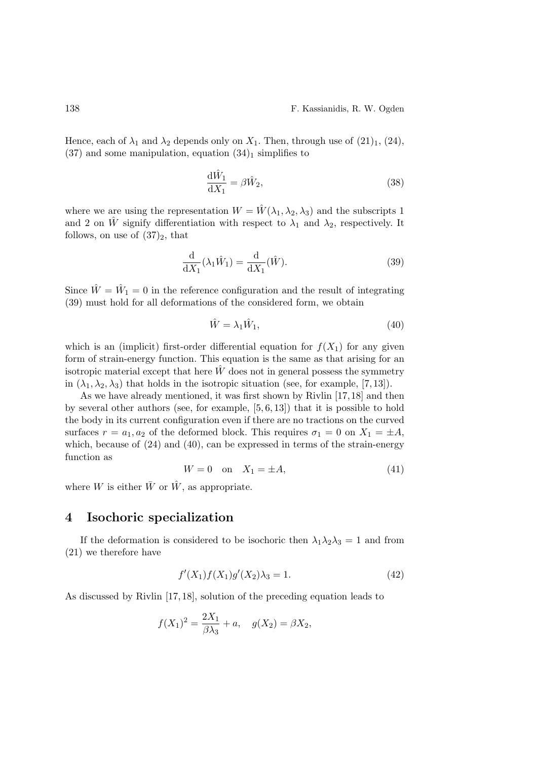Hence, each of $\lambda_1$ and $\lambda_2$ depends only on $X_1$. Then, through use of $(21)_1$, (24), (37) and some manipulation, equation $(34)_1$ simplifies to

$$\frac{\mathrm{d}\hat{W}_1}{\mathrm{d}X_1} = \beta \hat{W}_2, \tag{38}$$

where we are using the representation $W = \hat{W}(\lambda_1, \lambda_2, \lambda_3)$ and the subscripts 1 and 2 on $\hat{W}$ signify differentiation with respect to $\lambda_1$ and $\lambda_2$, respectively. It follows, on use of $(37)_2$, that

$$\frac{\mathrm{d}}{\mathrm{d}X_1}(\lambda_1 \hat{W}_1) = \frac{\mathrm{d}}{\mathrm{d}X_1}(\hat{W}). \tag{39}$$

Since $\hat{W} = \hat{W}_1 = 0$ in the reference configuration and the result of integrating (39) must hold for all deformations of the considered form, we obtain

$$\hat{W} = \lambda_1 \hat{W}_1, \tag{40}$$

which is an (implicit) first-order differential equation for $f(X_1)$ for any given form of strain-energy function. This equation is the same as that arising for an isotropic material except that here $\hat{W}$ does not in general possess the symmetry in $(\lambda_1, \lambda_2, \lambda_3)$ that holds in the isotropic situation (see, for example, [7, 13]).

As we have already mentioned, it was first shown by Rivlin [17, 18] and then by several other authors (see, for example, [5, 6, 13]) that it is possible to hold the body in its current configuration even if there are no tractions on the curved surfaces $r = a_1, a_2$ of the deformed block. This requires $\sigma_1 = 0$ on $X_1 = \pm A$, which, because of (24) and (40), can be expressed in terms of the strain-energy function as

$$W = 0 \quad \text{on} \quad X_1 = \pm A, \tag{41}$$

where $W$ is either $\bar{W}$ or $\hat{W}$, as appropriate.

## 4 Isochoric specialization

If the deformation is considered to be isochoric then $\lambda_1 \lambda_2 \lambda_3 = 1$ and from (21) we therefore have

$$f'(X_1) f(X_1) g'(X_2) \lambda_3 = 1. \tag{42}$$

As discussed by Rivlin [17, 18], solution of the preceding equation leads to

$$f(X_1)^2 = \frac{2X_1}{\beta \lambda_3} + a, \quad g(X_2) = \beta X_2,$$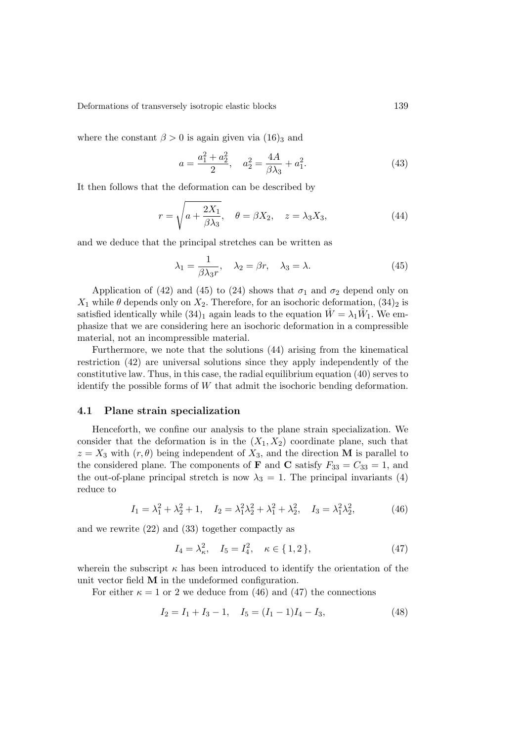where the constant $\beta > 0$ is again given via $(16)_3$ and

$$a = \frac{a_1^2 + a_2^2}{2}, \quad a_2^2 = \frac{4A}{\beta\lambda_3} + a_1^2. \tag{43}$$

It then follows that the deformation can be described by

$$r = \sqrt{a + \frac{2X_1}{\beta\lambda_3}}, \quad \theta = \beta X_2, \quad z = \lambda_3 X_3, \tag{44}$$

and we deduce that the principal stretches can be written as

$$\lambda_1 = \frac{1}{\beta\lambda_3 r}, \quad \lambda_2 = \beta r, \quad \lambda_3 = \lambda. \tag{45}$$

Application of (42) and (45) to (24) shows that $\sigma_1$ and $\sigma_2$ depend only on $X_1$ while $\theta$ depends only on $X_2$. Therefore, for an isochoric deformation, $(34)_2$ is satisfied identically while $(34)_1$ again leads to the equation $\hat{W} = \lambda_1 \hat{W}_1$. We emphasize that we are considering here an isochoric deformation in a compressible material, not an incompressible material.

Furthermore, we note that the solutions (44) arising from the kinematical restriction (42) are universal solutions since they apply independently of the constitutive law. Thus, in this case, the radial equilibrium equation (40) serves to identify the possible forms of $W$ that admit the isochoric bending deformation.

### 4.1 Plane strain specialization

Henceforth, we confine our analysis to the plane strain specialization. We consider that the deformation is in the $(X_1, X_2)$ coordinate plane, such that $z = X_3$ with $(r, \theta)$ being independent of $X_3$, and the direction $\mathbf{M}$ is parallel to the considered plane. The components of $\mathbf{F}$ and $\mathbf{C}$ satisfy $F_{33} = C_{33} = 1$, and the out-of-plane principal stretch is now $\lambda_3 = 1$. The principal invariants (4) reduce to

$$I_1 = \lambda_1^2 + \lambda_2^2 + 1, \quad I_2 = \lambda_1^2\lambda_2^2 + \lambda_1^2 + \lambda_2^2, \quad I_3 = \lambda_1^2\lambda_2^2, \tag{46}$$

and we rewrite (22) and (33) together compactly as

$$I_4 = \lambda_\kappa^2, \quad I_5 = I_4^2, \quad \kappa \in \{1, 2\}, \tag{47}$$

wherein the subscript $\kappa$ has been introduced to identify the orientation of the unit vector field $\mathbf{M}$ in the undeformed configuration.

For either $\kappa = 1$ or 2 we deduce from (46) and (47) the connections

$$I_2 = I_1 + I_3 - 1, \quad I_5 = (I_1 - 1)I_4 - I_3, \tag{48}$$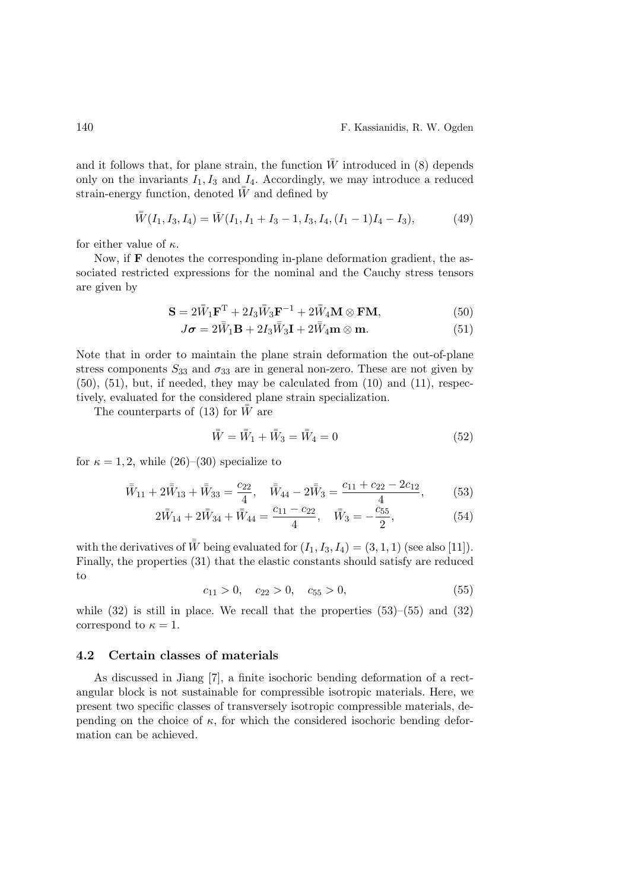and it follows that, for plane strain, the function $\bar{W}$ introduced in (8) depends only on the invariants $I_1, I_3$ and $I_4$. Accordingly, we may introduce a reduced strain-energy function, denoted $\bar{\bar{W}}$ and defined by

$$\bar{\bar{W}}(I_1, I_3, I_4) = \bar{W}(I_1, I_1 + I_3 - 1, I_3, I_4, (I_1 - 1)I_4 - I_3), \tag{49}$$

for either value of $\kappa$.

Now, if $\mathbf{F}$ denotes the corresponding in-plane deformation gradient, the associated restricted expressions for the nominal and the Cauchy stress tensors are given by

$$\mathbf{S} = 2\bar{\bar{W}}_1 \mathbf{F}^{\mathrm{T}} + 2I_3 \bar{\bar{W}}_3 \mathbf{F}^{-1} + 2\bar{\bar{W}}_4 \mathbf{M} \otimes \mathbf{F}\mathbf{M}, \tag{50}$$

$$J\boldsymbol{\sigma} = 2\bar{\bar{W}}_1 \mathbf{B} + 2I_3 \bar{\bar{W}}_3 \mathbf{I} + 2\bar{\bar{W}}_4 \mathbf{m} \otimes \mathbf{m}. \tag{51}$$

Note that in order to maintain the plane strain deformation the out-of-plane stress components $S_{33}$ and $\sigma_{33}$ are in general non-zero. These are not given by (50), (51), but, if needed, they may be calculated from (10) and (11), respectively, evaluated for the considered plane strain specialization.

The counterparts of (13) for $\bar{\bar{W}}$ are

$$\bar{\bar{W}} = \bar{\bar{W}}_1 + \bar{\bar{W}}_3 = \bar{\bar{W}}_4 = 0 \tag{52}$$

for $\kappa = 1, 2$, while (26)–(30) specialize to

$$\bar{\bar{W}}_{11} + 2\bar{\bar{W}}_{13} + \bar{\bar{W}}_{33} = \frac{c_{22}}{4}, \quad \bar{\bar{W}}_{44} - 2\bar{\bar{W}}_3 = \frac{c_{11} + c_{22} - 2c_{12}}{4}, \tag{53}$$

$$2\bar{\bar{W}}_{14} + 2\bar{\bar{W}}_{34} + \bar{\bar{W}}_{44} = \frac{c_{11} - c_{22}}{4}, \quad \bar{\bar{W}}_3 = -\frac{c_{55}}{2}, \tag{54}$$

with the derivatives of $\bar{\bar{W}}$ being evaluated for $(I_1, I_3, I_4) = (3, 1, 1)$ (see also [11]). Finally, the properties (31) that the elastic constants should satisfy are reduced to

$$c_{11} > 0, \quad c_{22} > 0, \quad c_{55} > 0, \tag{55}$$

while (32) is still in place. We recall that the properties (53)–(55) and (32) correspond to $\kappa = 1$.

### 4.2 Certain classes of materials

As discussed in Jiang [7], a finite isochoric bending deformation of a rectangular block is not sustainable for compressible isotropic materials. Here, we present two specific classes of transversely isotropic compressible materials, depending on the choice of $\kappa$, for which the considered isochoric bending deformation can be achieved.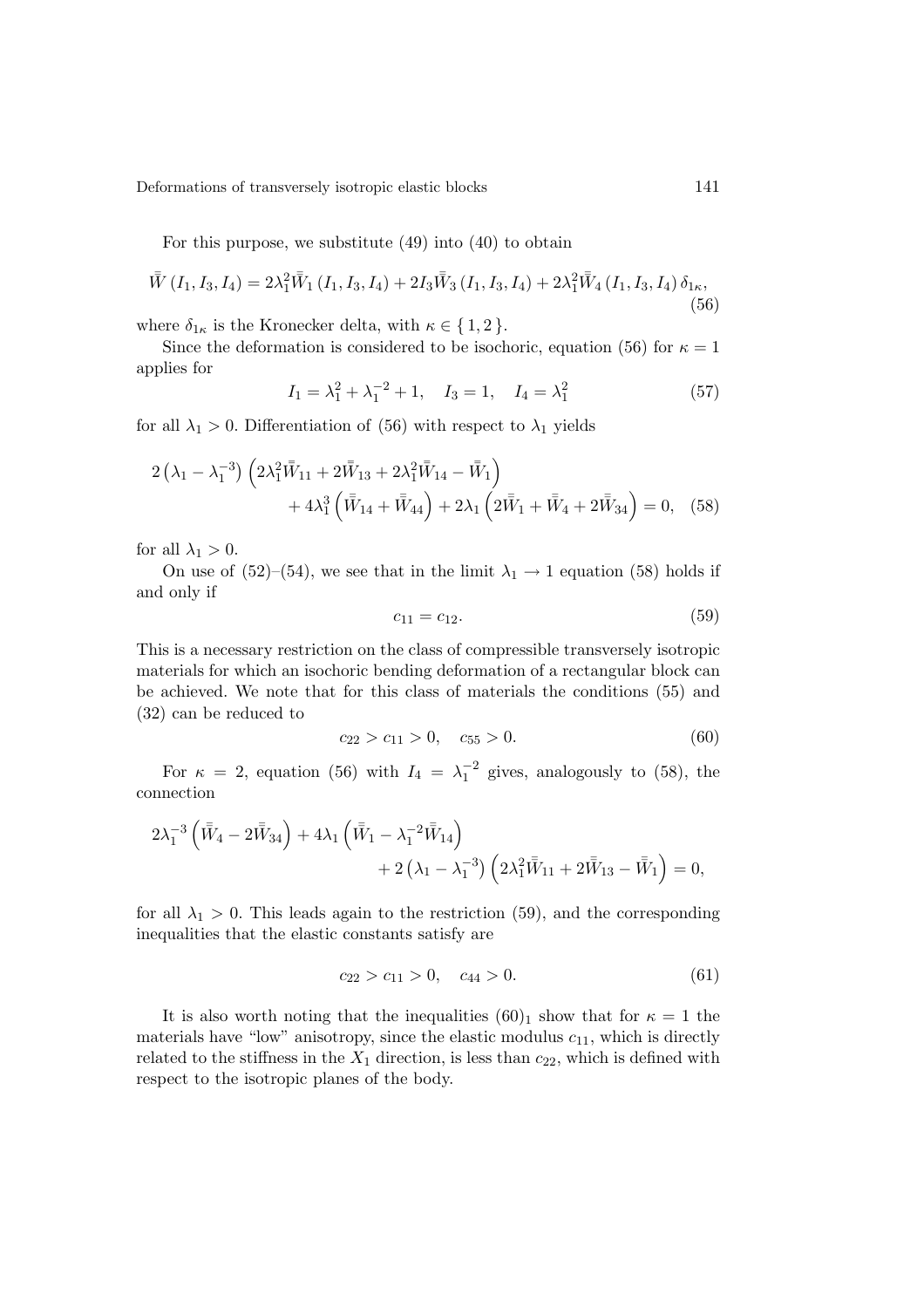For this purpose, we substitute (49) into (40) to obtain

$$\bar{\bar{W}}\left(I_1, I_3, I_4\right) = 2\lambda_1^2 \bar{\bar{W}}_1\left(I_1, I_3, I_4\right) + 2I_3 \bar{\bar{W}}_3\left(I_1, I_3, I_4\right) + 2\lambda_1^2 \bar{\bar{W}}_4\left(I_1, I_3, I_4\right)\delta_{1\kappa}, \tag{56}$$

where $\delta_{1\kappa}$ is the Kronecker delta, with $\kappa \in \{1, 2\}$.

Since the deformation is considered to be isochoric, equation (56) for $\kappa = 1$ applies for

$$I_1 = \lambda_1^2 + \lambda_1^{-2} + 1, \quad I_3 = 1, \quad I_4 = \lambda_1^2 \tag{57}$$

for all $\lambda_1 > 0$. Differentiation of (56) with respect to $\lambda_1$ yields

$$2\left(\lambda_1 - \lambda_1^{-3}\right)\left(2\lambda_1^2 \bar{\bar{W}}_{11} + 2\bar{\bar{W}}_{13} + 2\lambda_1^2 \bar{\bar{W}}_{14} - \bar{\bar{W}}_1\right) + 4\lambda_1^3\left(\bar{\bar{W}}_{14} + \bar{\bar{W}}_{44}\right) + 2\lambda_1\left(2\bar{\bar{W}}_1 + \bar{\bar{W}}_4 + 2\bar{\bar{W}}_{34}\right) = 0, \tag{58}$$

for all $\lambda_1 > 0$.

On use of (52)–(54), we see that in the limit $\lambda_1 \to 1$ equation (58) holds if and only if

$$c_{11} = c_{12}. \tag{59}$$

This is a necessary restriction on the class of compressible transversely isotropic materials for which an isochoric bending deformation of a rectangular block can be achieved. We note that for this class of materials the conditions (55) and (32) can be reduced to

$$c_{22} > c_{11} > 0, \quad c_{55} > 0. \tag{60}$$

For $\kappa = 2$, equation (56) with $I_4 = \lambda_1^{-2}$ gives, analogously to (58), the connection

$$2\lambda_1^{-3}\left(\bar{\bar{W}}_4 - 2\bar{\bar{W}}_{34}\right) + 4\lambda_1\left(\bar{\bar{W}}_1 - \lambda_1^{-2}\bar{\bar{W}}_{14}\right) + 2\left(\lambda_1 - \lambda_1^{-3}\right)\left(2\lambda_1^2 \bar{\bar{W}}_{11} + 2\bar{\bar{W}}_{13} - \bar{\bar{W}}_1\right) = 0,$$

for all $\lambda_1 > 0$. This leads again to the restriction (59), and the corresponding inequalities that the elastic constants satisfy are

$$c_{22} > c_{11} > 0, \quad c_{44} > 0. \tag{61}$$

It is also worth noting that the inequalities $(60)_1$ show that for $\kappa = 1$ the materials have "low" anisotropy, since the elastic modulus $c_{11}$, which is directly related to the stiffness in the $X_1$ direction, is less than $c_{22}$, which is defined with respect to the isotropic planes of the body.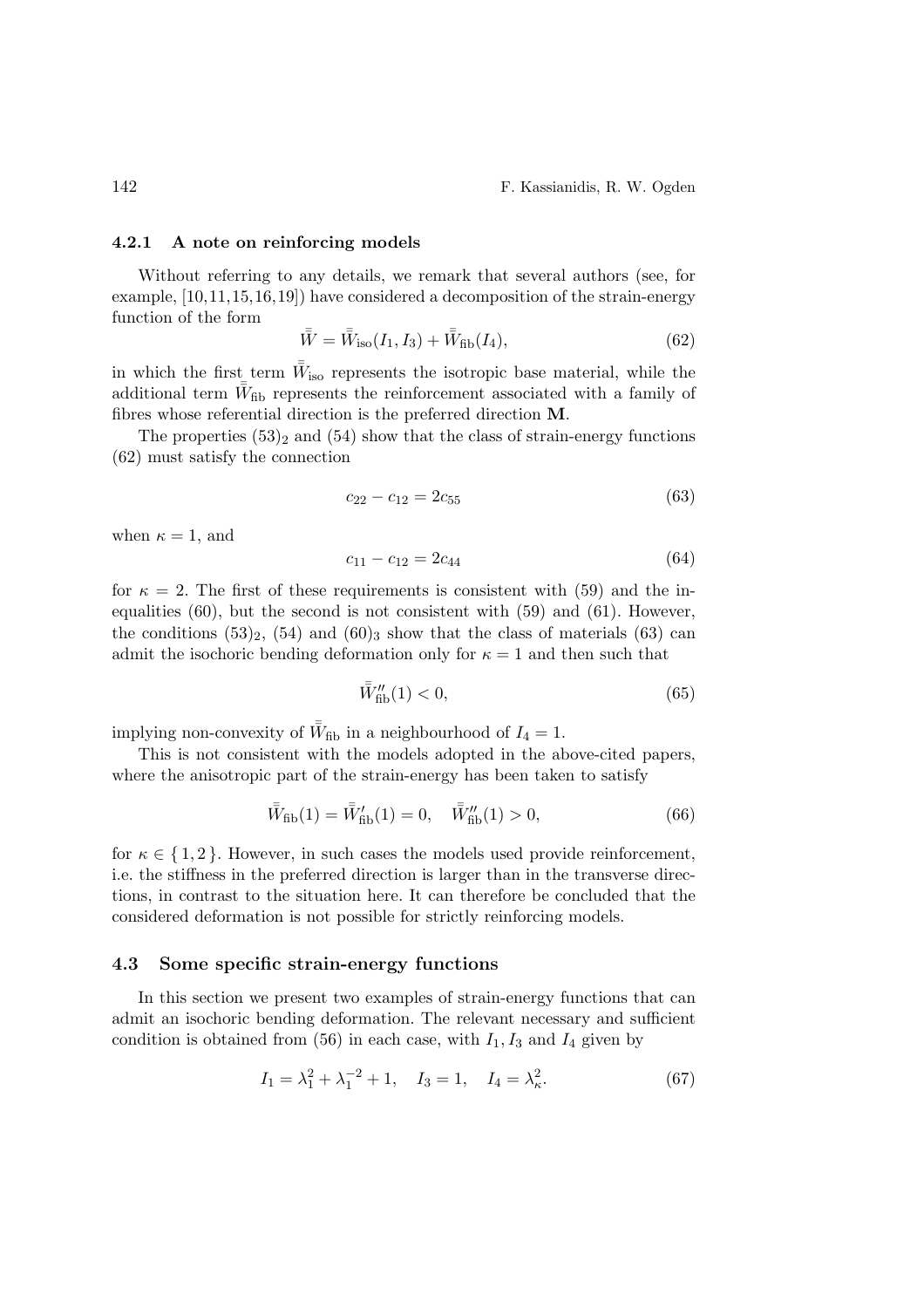#### 4.2.1 A note on reinforcing models

Without referring to any details, we remark that several authors (see, for example, [10,11,15,16,19]) have considered a decomposition of the strain-energy function of the form

$$\bar{\bar{W}} = \bar{\bar{W}}_{\mathrm{iso}}(I_1, I_3) + \bar{\bar{W}}_{\mathrm{fib}}(I_4), \tag{62}$$

in which the first term $\bar{\bar{W}}_{\mathrm{iso}}$ represents the isotropic base material, while the additional term $\bar{\bar{W}}_{\mathrm{fib}}$ represents the reinforcement associated with a family of fibres whose referential direction is the preferred direction $\mathbf{M}$.

The properties $(53)_2$ and (54) show that the class of strain-energy functions (62) must satisfy the connection

$$c_{22} - c_{12} = 2c_{55} \tag{63}$$

when $\kappa = 1$, and

$$c_{11} - c_{12} = 2c_{44} \tag{64}$$

for $\kappa = 2$. The first of these requirements is consistent with (59) and the inequalities (60), but the second is not consistent with (59) and (61). However, the conditions $(53)_2$, (54) and $(60)_3$ show that the class of materials (63) can admit the isochoric bending deformation only for $\kappa = 1$ and then such that

$$\bar{\bar{W}}''_{\mathrm{fib}}(1) < 0, \tag{65}$$

implying non-convexity of $\bar{\bar{W}}_{\mathrm{fib}}$ in a neighbourhood of $I_4 = 1$.

This is not consistent with the models adopted in the above-cited papers, where the anisotropic part of the strain-energy has been taken to satisfy

$$\bar{\bar{W}}_{\mathrm{fib}}(1) = \bar{\bar{W}}'_{\mathrm{fib}}(1) = 0, \quad \bar{\bar{W}}''_{\mathrm{fib}}(1) > 0, \tag{66}$$

for $\kappa \in \{1, 2\}$. However, in such cases the models used provide reinforcement, i.e. the stiffness in the preferred direction is larger than in the transverse directions, in contrast to the situation here. It can therefore be concluded that the considered deformation is not possible for strictly reinforcing models.

### 4.3 Some specific strain-energy functions

In this section we present two examples of strain-energy functions that can admit an isochoric bending deformation. The relevant necessary and sufficient condition is obtained from (56) in each case, with $I_1, I_3$ and $I_4$ given by

$$I_1 = \lambda_1^2 + \lambda_1^{-2} + 1, \quad I_3 = 1, \quad I_4 = \lambda_\kappa^2. \tag{67}$$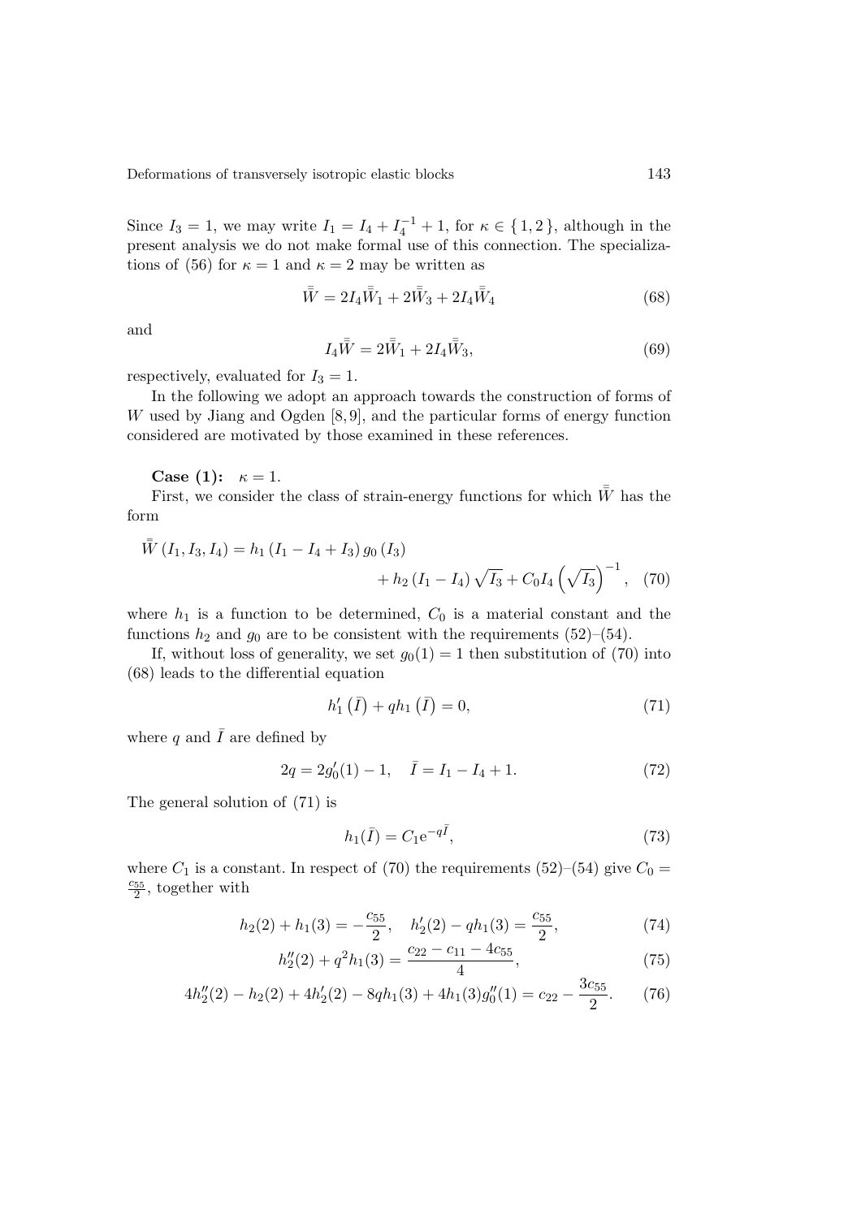Since $I_3 = 1$, we may write $I_1 = I_4 + I_4^{-1} + 1$, for $\kappa \in \{1, 2\}$, although in the present analysis we do not make formal use of this connection. The specializations of (56) for $\kappa = 1$ and $\kappa = 2$ may be written as

$$\bar{\bar{W}} = 2I_4\bar{\bar{W}}_1 + 2\bar{\bar{W}}_3 + 2I_4\bar{\bar{W}}_4 \tag{68}$$

and

$$I_4\bar{\bar{W}} = 2\bar{\bar{W}}_1 + 2I_4\bar{\bar{W}}_3, \tag{69}$$

respectively, evaluated for $I_3 = 1$.

In the following we adopt an approach towards the construction of forms of $W$ used by Jiang and Ogden [8, 9], and the particular forms of energy function considered are motivated by those examined in these references.

**Case (1):** $\kappa = 1$.

First, we consider the class of strain-energy functions for which $\bar{\bar{W}}$ has the form

$$\bar{\bar{W}}\left(I_1, I_3, I_4\right) = h_1\left(I_1 - I_4 + I_3\right) g_0\left(I_3\right) + h_2\left(I_1 - I_4\right)\sqrt{I_3} + C_0 I_4\left(\sqrt{I_3}\right)^{-1}, \tag{70}$$

where $h_1$ is a function to be determined, $C_0$ is a material constant and the functions $h_2$ and $g_0$ are to be consistent with the requirements (52)–(54).

If, without loss of generality, we set $g_0(1) = 1$ then substitution of (70) into (68) leads to the differential equation

$$h_1'\left(\bar{I}\right) + q h_1\left(\bar{I}\right) = 0, \tag{71}$$

where $q$ and $\bar{I}$ are defined by

$$2q = 2g_0'(1) - 1, \quad \bar{I} = I_1 - I_4 + 1. \tag{72}$$

The general solution of (71) is

$$h_1(\bar{I}) = C_1 \mathrm{e}^{-q\bar{I}}, \tag{73}$$

where $C_1$ is a constant. In respect of (70) the requirements (52)–(54) give $C_0 = \frac{c_{55}}{2}$, together with

$$h_2(2) + h_1(3) = -\frac{c_{55}}{2}, \quad h_2'(2) - q h_1(3) = \frac{c_{55}}{2}, \tag{74}$$

$$h_2''(2) + q^2 h_1(3) = \frac{c_{22} - c_{11} - 4c_{55}}{4}, \tag{75}$$

$$4h_2''(2) - h_2(2) + 4h_2'(2) - 8q h_1(3) + 4h_1(3) g_0''(1) = c_{22} - \frac{3c_{55}}{2}. \tag{76}$$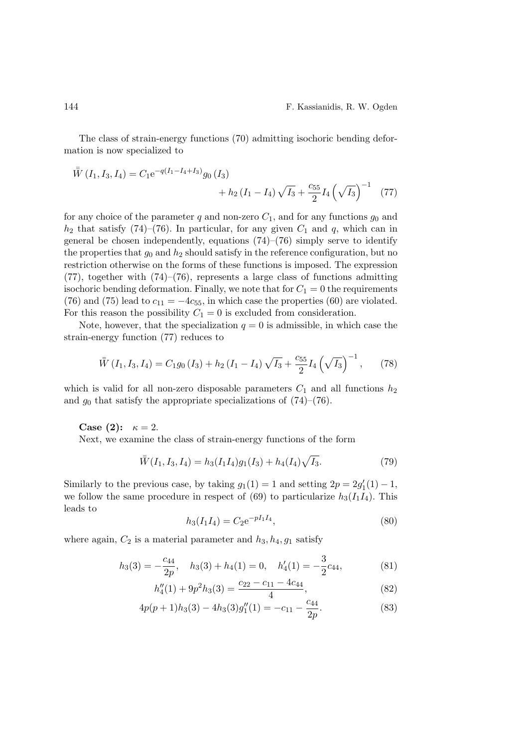The class of strain-energy functions (70) admitting isochoric bending deformation is now specialized to

$$\bar{\bar{W}}\left(I_1, I_3, I_4\right) = C_1 \mathrm{e}^{-q(I_1 - I_4 + I_3)} g_0\left(I_3\right) + h_2\left(I_1 - I_4\right)\sqrt{I_3} + \frac{c_{55}}{2} I_4 \left(\sqrt{I_3}\right)^{-1} \tag{77}$$

for any choice of the parameter $q$ and non-zero $C_1$, and for any functions $g_0$ and $h_2$ that satisfy (74)–(76). In particular, for any given $C_1$ and $q$, which can in general be chosen independently, equations (74)–(76) simply serve to identify the properties that $g_0$ and $h_2$ should satisfy in the reference configuration, but no restriction otherwise on the forms of these functions is imposed. The expression (77), together with (74)–(76), represents a large class of functions admitting isochoric bending deformation. Finally, we note that for $C_1 = 0$ the requirements (76) and (75) lead to $c_{11} = -4c_{55}$, in which case the properties (60) are violated. For this reason the possibility $C_1 = 0$ is excluded from consideration.

Note, however, that the specialization $q = 0$ is admissible, in which case the strain-energy function (77) reduces to

$$\bar{\bar{W}}\left(I_1, I_3, I_4\right) = C_1 g_0\left(I_3\right) + h_2\left(I_1 - I_4\right)\sqrt{I_3} + \frac{c_{55}}{2} I_4 \left(\sqrt{I_3}\right)^{-1}, \tag{78}$$

which is valid for all non-zero disposable parameters $C_1$ and all functions $h_2$ and $g_0$ that satisfy the appropriate specializations of (74)–(76).

**Case (2):** $\kappa = 2$.

Next, we examine the class of strain-energy functions of the form

$$\bar{\bar{W}}(I_1, I_3, I_4) = h_3(I_1 I_4) g_1(I_3) + h_4(I_4)\sqrt{I_3}. \tag{79}$$

Similarly to the previous case, by taking $g_1(1) = 1$ and setting $2p = 2g_1'(1) - 1$, we follow the same procedure in respect of (69) to particularize $h_3(I_1 I_4)$. This leads to

$$h_3(I_1 I_4) = C_2 \mathrm{e}^{-p I_1 I_4}, \tag{80}$$

where again, $C_2$ is a material parameter and $h_3, h_4, g_1$ satisfy

$$h_3(3) = -\frac{c_{44}}{2p}, \quad h_3(3) + h_4(1) = 0, \quad h_4'(1) = -\frac{3}{2} c_{44}, \tag{81}$$

$$h_4''(1) + 9p^2 h_3(3) = \frac{c_{22} - c_{11} - 4c_{44}}{4}, \tag{82}$$

$$4p(p+1) h_3(3) - 4h_3(3) g_1''(1) = -c_{11} - \frac{c_{44}}{2p}. \tag{83}$$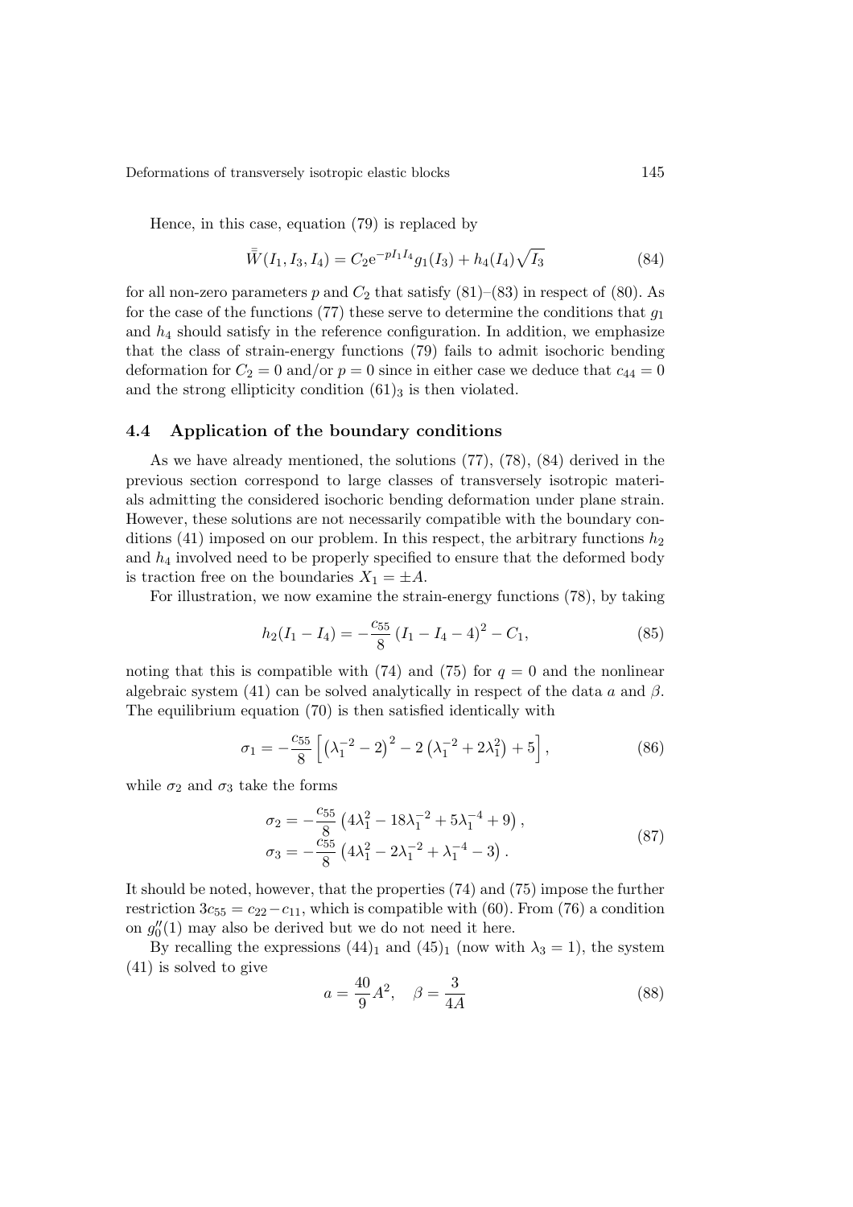Hence, in this case, equation (79) is replaced by

$$\bar{\bar{W}}(I_1, I_3, I_4) = C_2 \mathrm{e}^{-pI_1 I_4} g_1(I_3) + h_4(I_4)\sqrt{I_3} \tag{84}$$

for all non-zero parameters $p$ and $C_2$ that satisfy (81)–(83) in respect of (80). As for the case of the functions (77) these serve to determine the conditions that $g_1$ and $h_4$ should satisfy in the reference configuration. In addition, we emphasize that the class of strain-energy functions (79) fails to admit isochoric bending deformation for $C_2 = 0$ and/or $p = 0$ since in either case we deduce that $c_{44} = 0$ and the strong ellipticity condition $(61)_3$ is then violated.

### 4.4 Application of the boundary conditions

As we have already mentioned, the solutions (77), (78), (84) derived in the previous section correspond to large classes of transversely isotropic materials admitting the considered isochoric bending deformation under plane strain. However, these solutions are not necessarily compatible with the boundary conditions (41) imposed on our problem. In this respect, the arbitrary functions $h_2$ and $h_4$ involved need to be properly specified to ensure that the deformed body is traction free on the boundaries $X_1 = \pm A$.

For illustration, we now examine the strain-energy functions (78), by taking

$$h_2(I_1 - I_4) = -\frac{c_{55}}{8}\left(I_1 - I_4 - 4\right)^2 - C_1, \tag{85}$$

noting that this is compatible with (74) and (75) for $q = 0$ and the nonlinear algebraic system (41) can be solved analytically in respect of the data $a$ and $\beta$. The equilibrium equation (70) is then satisfied identically with

$$\sigma_1 = -\frac{c_{55}}{8}\left[\left(\lambda_1^{-2} - 2\right)^2 - 2\left(\lambda_1^{-2} + 2\lambda_1^2\right) + 5\right], \tag{86}$$

while $\sigma_2$ and $\sigma_3$ take the forms

$$\begin{aligned}
\sigma_2 &= -\frac{c_{55}}{8}\left(4\lambda_1^2 - 18\lambda_1^{-2} + 5\lambda_1^{-4} + 9\right),\\
\sigma_3 &= -\frac{c_{55}}{8}\left(4\lambda_1^2 - 2\lambda_1^{-2} + \lambda_1^{-4} - 3\right).
\end{aligned} \tag{87}$$

It should be noted, however, that the properties (74) and (75) impose the further restriction $3c_{55} = c_{22} - c_{11}$, which is compatible with (60). From (76) a condition on $g_0''(1)$ may also be derived but we do not need it here.

By recalling the expressions $(44)_1$ and $(45)_1$ (now with $\lambda_3 = 1$), the system (41) is solved to give

$$a = \frac{40}{9}A^2, \quad \beta = \frac{3}{4A} \tag{88}$$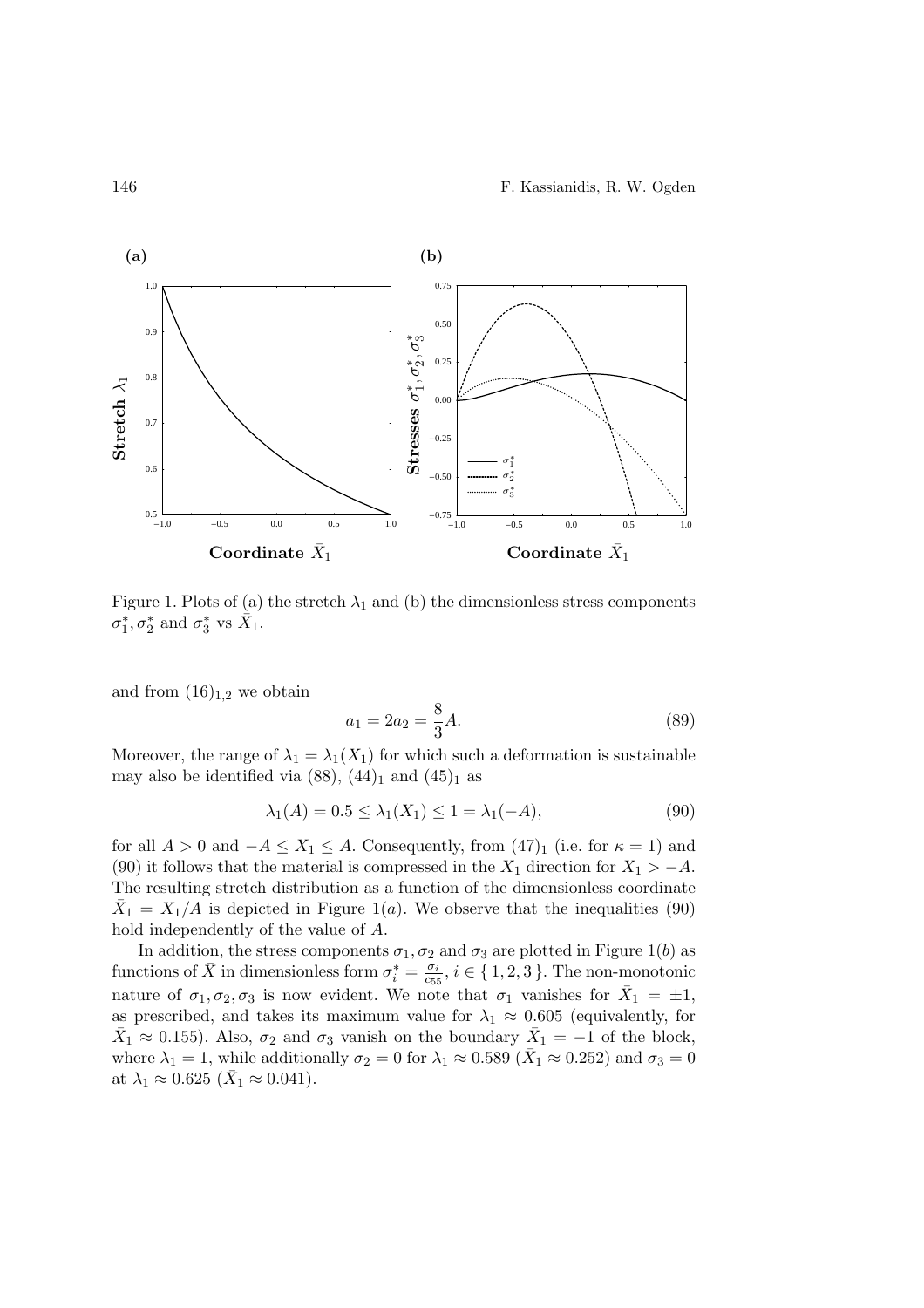Figure 1. Plots of (a) the stretch $\lambda_1$ and (b) the dimensionless stress components $\sigma_1^*, \sigma_2^*$ and $\sigma_3^*$ vs $\bar{X}_1$.

and from $(16)_{1,2}$ we obtain

$$a_1 = 2a_2 = \frac{8}{3}A. \tag{89}$$

Moreover, the range of $\lambda_1 = \lambda_1(X_1)$ for which such a deformation is sustainable may also be identified via (88), $(44)_1$ and $(45)_1$ as

$$\lambda_1(A) = 0.5 \leq \lambda_1(X_1) \leq 1 = \lambda_1(-A), \tag{90}$$

for all $A > 0$ and $-A \leq X_1 \leq A$. Consequently, from $(47)_1$ (i.e. for $\kappa = 1$) and (90) it follows that the material is compressed in the $X_1$ direction for $X_1 > -A$. The resulting stretch distribution as a function of the dimensionless coordinate $\bar{X}_1 = X_1/A$ is depicted in Figure 1($a$). We observe that the inequalities (90) hold independently of the value of $A$.

In addition, the stress components $\sigma_1, \sigma_2$ and $\sigma_3$ are plotted in Figure 1($b$) as functions of $\bar{X}$ in dimensionless form $\sigma_i^* = \frac{\sigma_i}{c_{55}}$, $i \in \{1, 2, 3\}$. The non-monotonic nature of $\sigma_1, \sigma_2, \sigma_3$ is now evident. We note that $\sigma_1$ vanishes for $\bar{X}_1 = \pm 1$, as prescribed, and takes its maximum value for $\lambda_1 \approx 0.605$ (equivalently, for $\bar{X}_1 \approx 0.155$). Also, $\sigma_2$ and $\sigma_3$ vanish on the boundary $\bar{X}_1 = -1$ of the block, where $\lambda_1 = 1$, while additionally $\sigma_2 = 0$ for $\lambda_1 \approx 0.589$ ($\bar{X}_1 \approx 0.252$) and $\sigma_3 = 0$ at $\lambda_1 \approx 0.625$ ($\bar{X}_1 \approx 0.041$).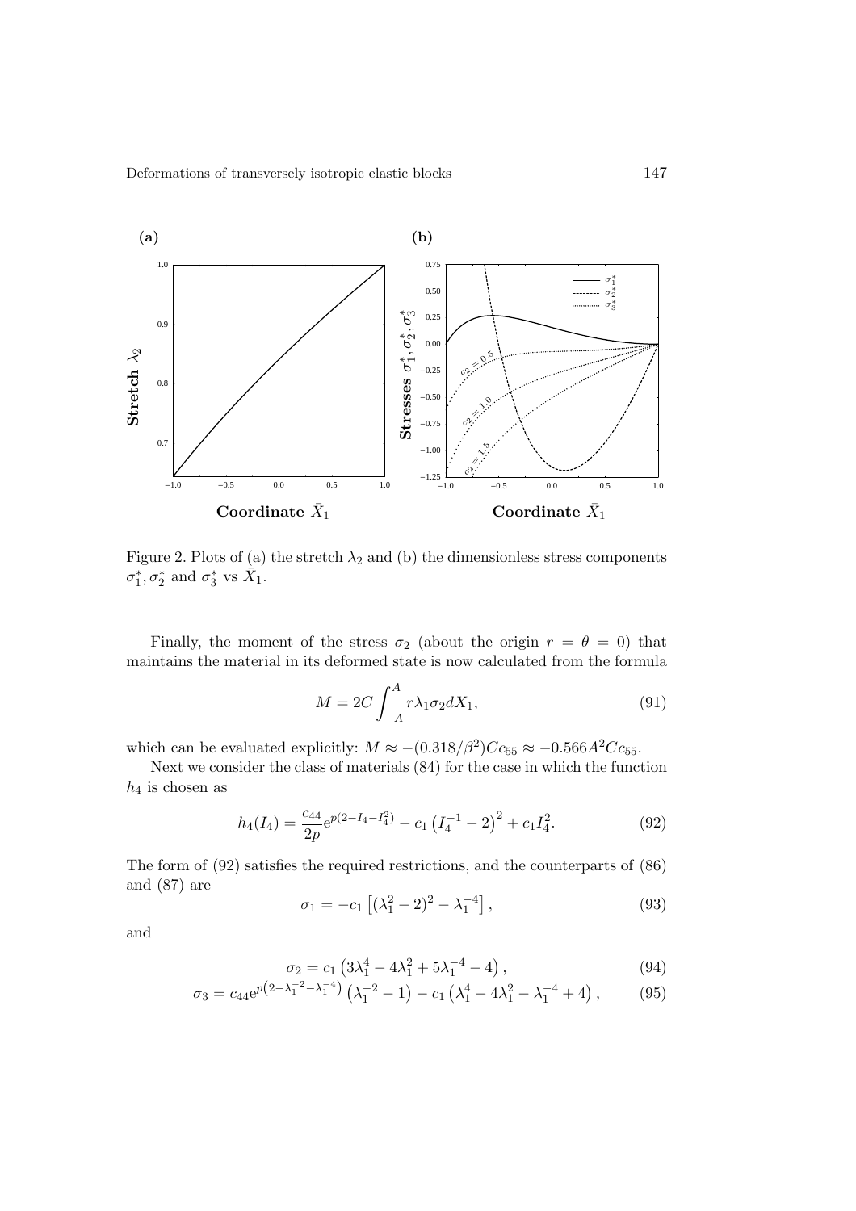Figure 2. Plots of (a) the stretch $\lambda_2$ and (b) the dimensionless stress components $\sigma_1^*, \sigma_2^*$ and $\sigma_3^*$ vs $\bar{X}_1$.

Finally, the moment of the stress $\sigma_2$ (about the origin $r = \theta = 0$) that maintains the material in its deformed state is now calculated from the formula

$$M = 2C \int_{-A}^{A} r\lambda_1 \sigma_2 dX_1, \tag{91}$$

which can be evaluated explicitly: $M \approx -(0.318/\beta^2)Cc_{55} \approx -0.566A^2Cc_{55}$.

Next we consider the class of materials (84) for the case in which the function $h_4$ is chosen as

$$h_4(I_4) = \frac{c_{44}}{2p} \mathrm{e}^{p(2-I_4-I_4^2)} - c_1 \left(I_4^{-1} - 2\right)^2 + c_1 I_4^2. \tag{92}$$

The form of (92) satisfies the required restrictions, and the counterparts of (86) and (87) are

$$\sigma_1 = -c_1 \left[(\lambda_1^2 - 2)^2 - \lambda_1^{-4}\right], \tag{93}$$

and

$$\sigma_2 = c_1 \left(3\lambda_1^4 - 4\lambda_1^2 + 5\lambda_1^{-4} - 4\right), \tag{94}$$

$$\sigma_3 = c_{44} \mathrm{e}^{p\left(2-\lambda_1^{-2}-\lambda_1^{-4}\right)} \left(\lambda_1^{-2} - 1\right) - c_1 \left(\lambda_1^4 - 4\lambda_1^2 - \lambda_1^{-4} + 4\right), \tag{95}$$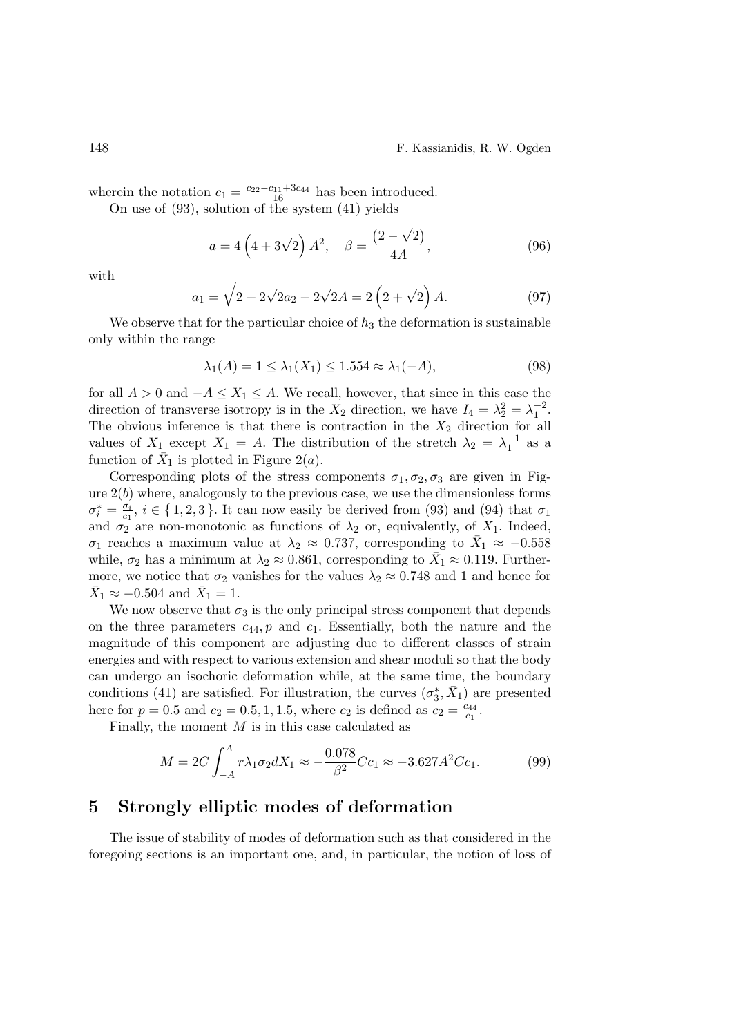wherein the notation $c_1 = \frac{c_{22}-c_{11}+3c_{44}}{16}$ has been introduced.

On use of (93), solution of the system (41) yields

$$a = 4\left(4+3\sqrt{2}\right)A^2, \quad \beta = \frac{\left(2-\sqrt{2}\right)}{4A}, \tag{96}$$

with

$$a_1 = \sqrt{2+2\sqrt{2}}a_2 - 2\sqrt{2}A = 2\left(2+\sqrt{2}\right)A. \tag{97}$$

We observe that for the particular choice of $h_3$ the deformation is sustainable only within the range

$$\lambda_1(A) = 1 \leq \lambda_1(X_1) \leq 1.554 \approx \lambda_1(-A), \tag{98}$$

for all $A > 0$ and $-A \leq X_1 \leq A$. We recall, however, that since in this case the direction of transverse isotropy is in the $X_2$ direction, we have $I_4 = \lambda_2^2 = \lambda_1^{-2}$. The obvious inference is that there is contraction in the $X_2$ direction for all values of $X_1$ except $X_1 = A$. The distribution of the stretch $\lambda_2 = \lambda_1^{-1}$ as a function of $\bar{X}_1$ is plotted in Figure 2($a$).

Corresponding plots of the stress components $\sigma_1, \sigma_2, \sigma_3$ are given in Figure 2($b$) where, analogously to the previous case, we use the dimensionless forms $\sigma_i^* = \frac{\sigma_i}{c_1}$, $i \in \{1,2,3\}$. It can now easily be derived from (93) and (94) that $\sigma_1$ and $\sigma_2$ are non-monotonic as functions of $\lambda_2$ or, equivalently, of $X_1$. Indeed, $\sigma_1$ reaches a maximum value at $\lambda_2 \approx 0.737$, corresponding to $\bar{X}_1 \approx -0.558$ while, $\sigma_2$ has a minimum at $\lambda_2 \approx 0.861$, corresponding to $\bar{X}_1 \approx 0.119$. Furthermore, we notice that $\sigma_2$ vanishes for the values $\lambda_2 \approx 0.748$ and 1 and hence for $\bar{X}_1 \approx -0.504$ and $\bar{X}_1 = 1$.

We now observe that $\sigma_3$ is the only principal stress component that depends on the three parameters $c_{44}, p$ and $c_1$. Essentially, both the nature and the magnitude of this component are adjusting due to different classes of strain energies and with respect to various extension and shear moduli so that the body can undergo an isochoric deformation while, at the same time, the boundary conditions (41) are satisfied. For illustration, the curves $(\sigma_3^*, \bar{X}_1)$ are presented here for $p = 0.5$ and $c_2 = 0.5, 1, 1.5$, where $c_2$ is defined as $c_2 = \frac{c_{44}}{c_1}$.

Finally, the moment $M$ is in this case calculated as

$$M = 2C\int_{-A}^{A} r\lambda_1\sigma_2 dX_1 \approx -\frac{0.078}{\beta^2}Cc_1 \approx -3.627A^2Cc_1. \tag{99}$$

## 5 Strongly elliptic modes of deformation

The issue of stability of modes of deformation such as that considered in the foregoing sections is an important one, and, in particular, the notion of loss of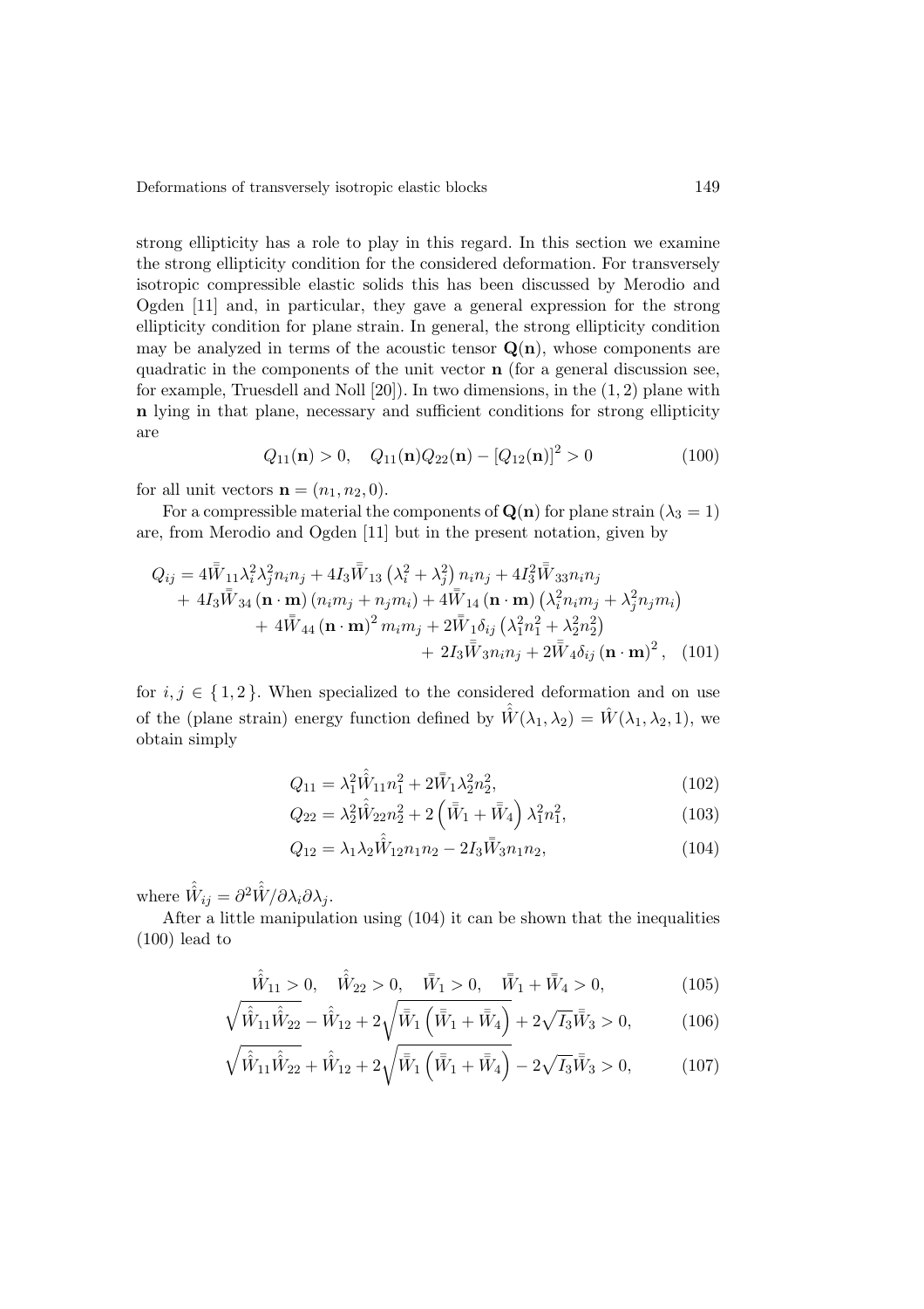strong ellipticity has a role to play in this regard. In this section we examine the strong ellipticity condition for the considered deformation. For transversely isotropic compressible elastic solids this has been discussed by Merodio and Ogden [11] and, in particular, they gave a general expression for the strong ellipticity condition for plane strain. In general, the strong ellipticity condition may be analyzed in terms of the acoustic tensor $\mathbf{Q}(\mathbf{n})$, whose components are quadratic in the components of the unit vector $\mathbf{n}$ (for a general discussion see, for example, Truesdell and Noll [20]). In two dimensions, in the $(1,2)$ plane with $\mathbf{n}$ lying in that plane, necessary and sufficient conditions for strong ellipticity are

$$Q_{11}(\mathbf{n}) > 0, \quad Q_{11}(\mathbf{n})Q_{22}(\mathbf{n}) - [Q_{12}(\mathbf{n})]^2 > 0 \tag{100}$$

for all unit vectors $\mathbf{n} = (n_1, n_2, 0)$.

For a compressible material the components of $\mathbf{Q}(\mathbf{n})$ for plane strain ($\lambda_3 = 1$) are, from Merodio and Ogden [11] but in the present notation, given by

$$\begin{aligned} Q_{ij} = {} & 4\bar{\bar{W}}_{11}\lambda_i^2\lambda_j^2 n_i n_j + 4I_3\bar{\bar{W}}_{13}\left(\lambda_i^2 + \lambda_j^2\right)n_i n_j + 4I_3^2\bar{\bar{W}}_{33}n_i n_j \\ & + 4I_3\bar{\bar{W}}_{34}\left(\mathbf{n}\cdot\mathbf{m}\right)\left(n_i m_j + n_j m_i\right) + 4\bar{\bar{W}}_{14}\left(\mathbf{n}\cdot\mathbf{m}\right)\left(\lambda_i^2 n_i m_j + \lambda_j^2 n_j m_i\right) \\ & + 4\bar{\bar{W}}_{44}\left(\mathbf{n}\cdot\mathbf{m}\right)^2 m_i m_j + 2\bar{\bar{W}}_1\delta_{ij}\left(\lambda_1^2 n_1^2 + \lambda_2^2 n_2^2\right) \\ & + 2I_3\bar{\bar{W}}_3 n_i n_j + 2\bar{\bar{W}}_4\delta_{ij}\left(\mathbf{n}\cdot\mathbf{m}\right)^2, \end{aligned} \tag{101}$$

for $i, j \in \{1, 2\}$. When specialized to the considered deformation and on use of the (plane strain) energy function defined by $\hat{\hat{W}}(\lambda_1, \lambda_2) = \hat{W}(\lambda_1, \lambda_2, 1)$, we obtain simply

$$Q_{11} = \lambda_1^2\hat{\hat{W}}_{11}n_1^2 + 2\bar{\bar{W}}_1\lambda_2^2 n_2^2, \tag{102}$$

$$Q_{22} = \lambda_2^2\hat{\hat{W}}_{22}n_2^2 + 2\left(\bar{\bar{W}}_1 + \bar{\bar{W}}_4\right)\lambda_1^2 n_1^2, \tag{103}$$

$$Q_{12} = \lambda_1\lambda_2\hat{\hat{W}}_{12}n_1 n_2 - 2I_3\bar{\bar{W}}_3 n_1 n_2, \tag{104}$$

where $\hat{\hat{W}}_{ij} = \partial^2\hat{\hat{W}}/\partial\lambda_i\partial\lambda_j$.

After a little manipulation using (104) it can be shown that the inequalities (100) lead to

$$\hat{\hat{W}}_{11} > 0, \quad \hat{\hat{W}}_{22} > 0, \quad \bar{\bar{W}}_1 > 0, \quad \bar{\bar{W}}_1 + \bar{\bar{W}}_4 > 0, \tag{105}$$

$$\sqrt{\hat{\hat{W}}_{11}\hat{\hat{W}}_{22}} - \hat{\hat{W}}_{12} + 2\sqrt{\bar{\bar{W}}_1\left(\bar{\bar{W}}_1 + \bar{\bar{W}}_4\right)} + 2\sqrt{I_3}\bar{\bar{W}}_3 > 0, \tag{106}$$

$$\sqrt{\hat{\hat{W}}_{11}\hat{\hat{W}}_{22}} + \hat{\hat{W}}_{12} + 2\sqrt{\bar{\bar{W}}_1\left(\bar{\bar{W}}_1 + \bar{\bar{W}}_4\right)} - 2\sqrt{I_3}\bar{\bar{W}}_3 > 0, \tag{107}$$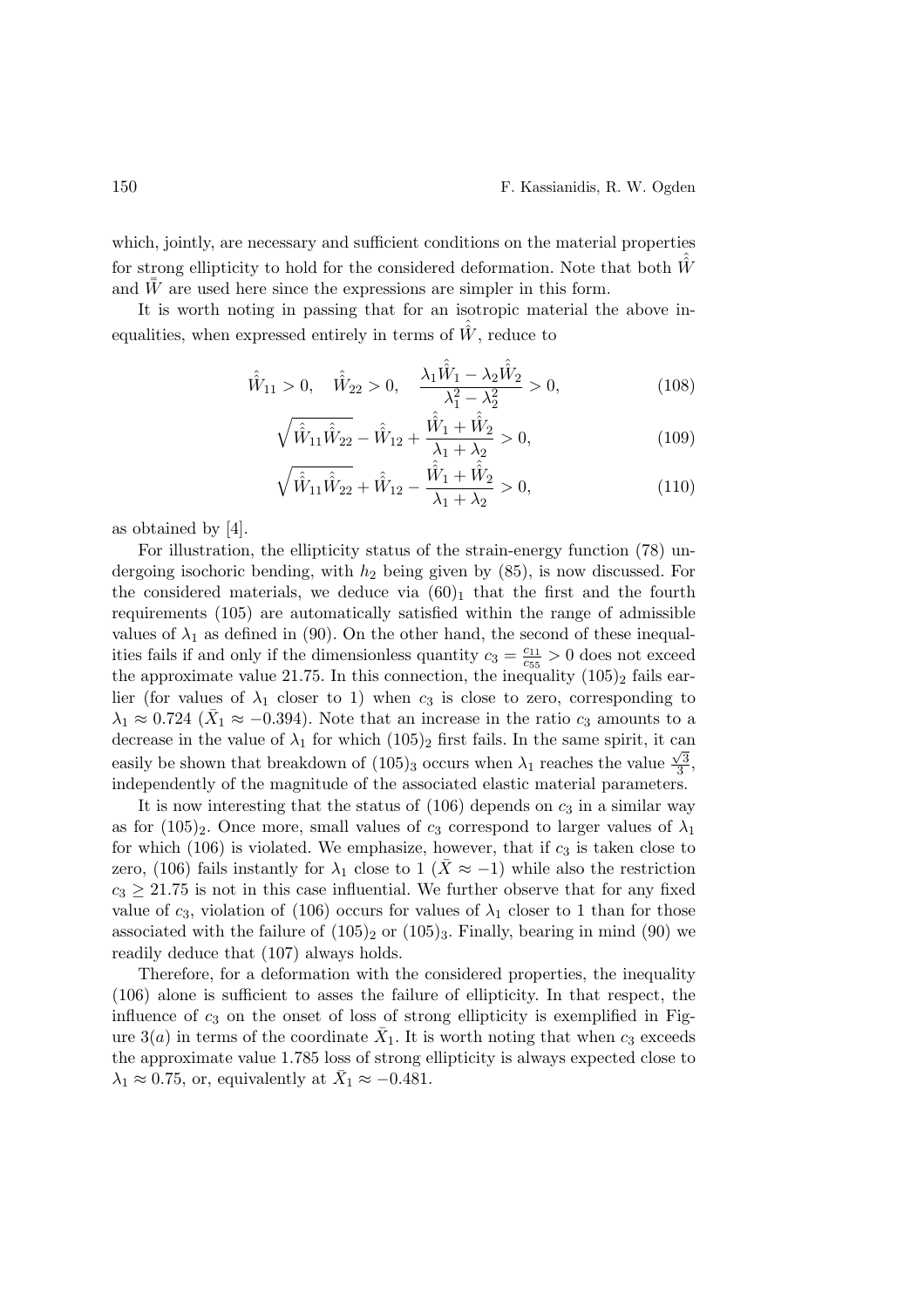which, jointly, are necessary and sufficient conditions on the material properties for strong ellipticity to hold for the considered deformation. Note that both $\hat{\hat{W}}$ and $\bar{\bar{W}}$ are used here since the expressions are simpler in this form.

It is worth noting in passing that for an isotropic material the above inequalities, when expressed entirely in terms of $\hat{\hat{W}}$, reduce to

$$\hat{\hat{W}}_{11} > 0, \quad \hat{\hat{W}}_{22} > 0, \quad \frac{\lambda_1 \hat{\hat{W}}_1 - \lambda_2 \hat{\hat{W}}_2}{\lambda_1^2 - \lambda_2^2} > 0, \tag{108}$$

$$\sqrt{\hat{\hat{W}}_{11}\hat{\hat{W}}_{22}} - \hat{\hat{W}}_{12} + \frac{\hat{\hat{W}}_1 + \hat{\hat{W}}_2}{\lambda_1 + \lambda_2} > 0, \tag{109}$$

$$\sqrt{\hat{\hat{W}}_{11}\hat{\hat{W}}_{22}} + \hat{\hat{W}}_{12} - \frac{\hat{\hat{W}}_1 + \hat{\hat{W}}_2}{\lambda_1 + \lambda_2} > 0, \tag{110}$$

as obtained by [4].

For illustration, the ellipticity status of the strain-energy function (78) undergoing isochoric bending, with $h_2$ being given by (85), is now discussed. For the considered materials, we deduce via $(60)_1$ that the first and the fourth requirements (105) are automatically satisfied within the range of admissible values of $\lambda_1$ as defined in (90). On the other hand, the second of these inequalities fails if and only if the dimensionless quantity $c_3 = \frac{c_{11}}{c_{55}} > 0$ does not exceed the approximate value 21.75. In this connection, the inequality $(105)_2$ fails earlier (for values of $\lambda_1$ closer to 1) when $c_3$ is close to zero, corresponding to $\lambda_1 \approx 0.724$ ($\bar{X}_1 \approx -0.394$). Note that an increase in the ratio $c_3$ amounts to a decrease in the value of $\lambda_1$ for which $(105)_2$ first fails. In the same spirit, it can easily be shown that breakdown of $(105)_3$ occurs when $\lambda_1$ reaches the value $\frac{\sqrt{3}}{3}$, independently of the magnitude of the associated elastic material parameters.

It is now interesting that the status of (106) depends on $c_3$ in a similar way as for $(105)_2$. Once more, small values of $c_3$ correspond to larger values of $\lambda_1$ for which (106) is violated. We emphasize, however, that if $c_3$ is taken close to zero, (106) fails instantly for $\lambda_1$ close to 1 ($\bar{X} \approx -1$) while also the restriction $c_3 \geq 21.75$ is not in this case influential. We further observe that for any fixed value of $c_3$, violation of (106) occurs for values of $\lambda_1$ closer to 1 than for those associated with the failure of $(105)_2$ or $(105)_3$. Finally, bearing in mind (90) we readily deduce that (107) always holds.

Therefore, for a deformation with the considered properties, the inequality (106) alone is sufficient to asses the failure of ellipticity. In that respect, the influence of $c_3$ on the onset of loss of strong ellipticity is exemplified in Figure 3$(a)$ in terms of the coordinate $\bar{X}_1$. It is worth noting that when $c_3$ exceeds the approximate value 1.785 loss of strong ellipticity is always expected close to $\lambda_1 \approx 0.75$, or, equivalently at $\bar{X}_1 \approx -0.481$.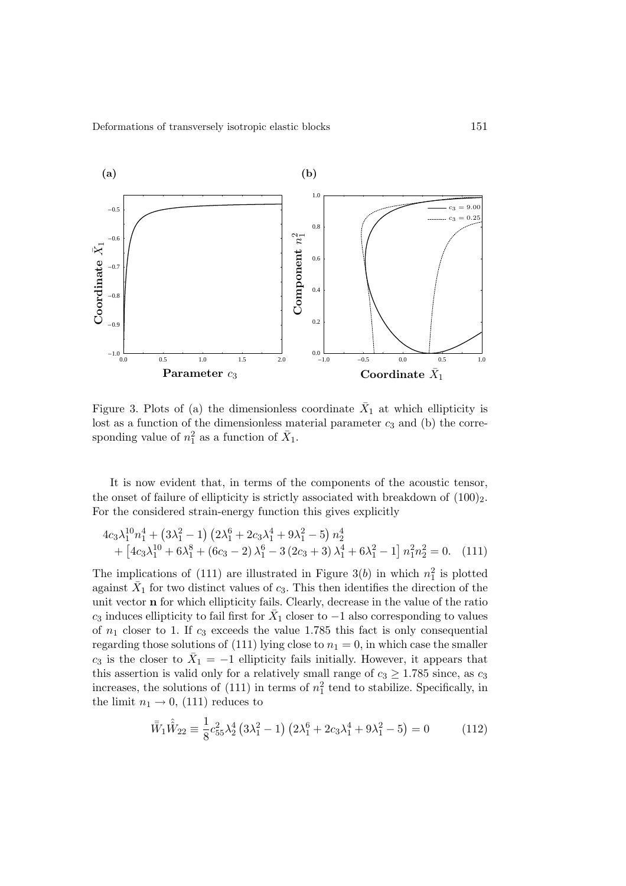Figure 3. Plots of (a) the dimensionless coordinate $\bar{X}_1$ at which ellipticity is lost as a function of the dimensionless material parameter $c_3$ and (b) the corresponding value of $n_1^2$ as a function of $\bar{X}_1$.

It is now evident that, in terms of the components of the acoustic tensor, the onset of failure of ellipticity is strictly associated with breakdown of $(100)_2$. For the considered strain-energy function this gives explicitly

$$
\begin{aligned}
&4c_3\lambda_1^{10}n_1^4 + \left(3\lambda_1^2 - 1\right)\left(2\lambda_1^6 + 2c_3\lambda_1^4 + 9\lambda_1^2 - 5\right)n_2^4 \\
&\quad + \left[4c_3\lambda_1^{10} + 6\lambda_1^8 + (6c_3 - 2)\lambda_1^6 - 3(2c_3 + 3)\lambda_1^4 + 6\lambda_1^2 - 1\right]n_1^2 n_2^2 = 0. \quad (111)
\end{aligned}
$$

The implications of (111) are illustrated in Figure 3$(b)$ in which $n_1^2$ is plotted against $\bar{X}_1$ for two distinct values of $c_3$. This then identifies the direction of the unit vector $\mathbf{n}$ for which ellipticity fails. Clearly, decrease in the value of the ratio $c_3$ induces ellipticity to fail first for $\bar{X}_1$ closer to $-1$ also corresponding to values of $n_1$ closer to 1. If $c_3$ exceeds the value 1.785 this fact is only consequential regarding those solutions of (111) lying close to $n_1 = 0$, in which case the smaller $c_3$ is the closer to $\bar{X}_1 = -1$ ellipticity fails initially. However, it appears that this assertion is valid only for a relatively small range of $c_3 \geq 1.785$ since, as $c_3$ increases, the solutions of (111) in terms of $n_1^2$ tend to stabilize. Specifically, in the limit $n_1 \to 0$, (111) reduces to

$$
\bar{\bar{W}}_1\hat{\hat{W}}_{22} \equiv \frac{1}{8}c_{55}^2\lambda_2^4\left(3\lambda_1^2 - 1\right)\left(2\lambda_1^6 + 2c_3\lambda_1^4 + 9\lambda_1^2 - 5\right) = 0 \qquad (112)
$$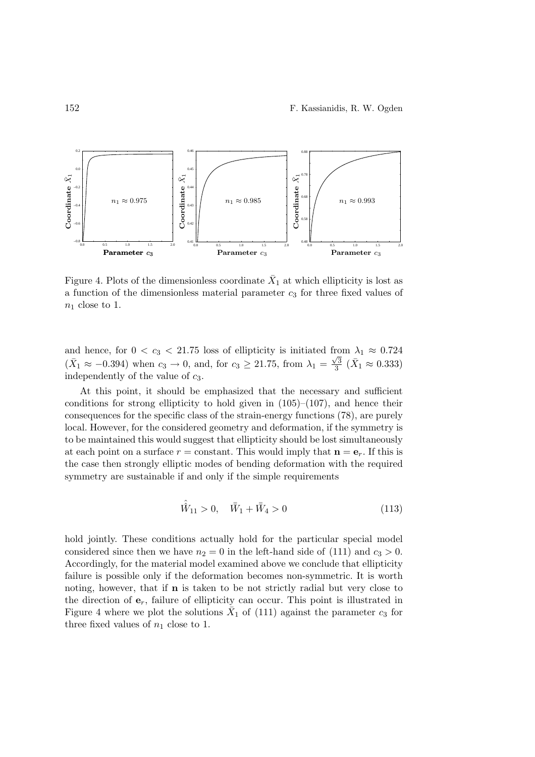Figure 4. Plots of the dimensionless coordinate $\bar{X}_1$ at which ellipticity is lost as a function of the dimensionless material parameter $c_3$ for three fixed values of $n_1$ close to 1.

and hence, for $0 < c_3 < 21.75$ loss of ellipticity is initiated from $\lambda_1 \approx 0.724$ ($\bar{X}_1 \approx -0.394$) when $c_3 \to 0$, and, for $c_3 \geq 21.75$, from $\lambda_1 = \frac{\sqrt{3}}{3}$ ($\bar{X}_1 \approx 0.333$) independently of the value of $c_3$.

At this point, it should be emphasized that the necessary and sufficient conditions for strong ellipticity to hold given in (105)–(107), and hence their consequences for the specific class of the strain-energy functions (78), are purely local. However, for the considered geometry and deformation, if the symmetry is to be maintained this would suggest that ellipticity should be lost simultaneously at each point on a surface $r =$ constant. This would imply that $\mathbf{n} = \mathbf{e}_r$. If this is the case then strongly elliptic modes of bending deformation with the required symmetry are sustainable if and only if the simple requirements

$$\hat{\bar{W}}_{11} > 0, \quad \bar{\bar{W}}_1 + \bar{\bar{W}}_4 > 0 \tag{113}$$

hold jointly. These conditions actually hold for the particular special model considered since then we have $n_2 = 0$ in the left-hand side of (111) and $c_3 > 0$. Accordingly, for the material model examined above we conclude that ellipticity failure is possible only if the deformation becomes non-symmetric. It is worth noting, however, that if $\mathbf{n}$ is taken to be not strictly radial but very close to the direction of $\mathbf{e}_r$, failure of ellipticity can occur. This point is illustrated in Figure 4 where we plot the solutions $\bar{X}_1$ of (111) against the parameter $c_3$ for three fixed values of $n_1$ close to 1.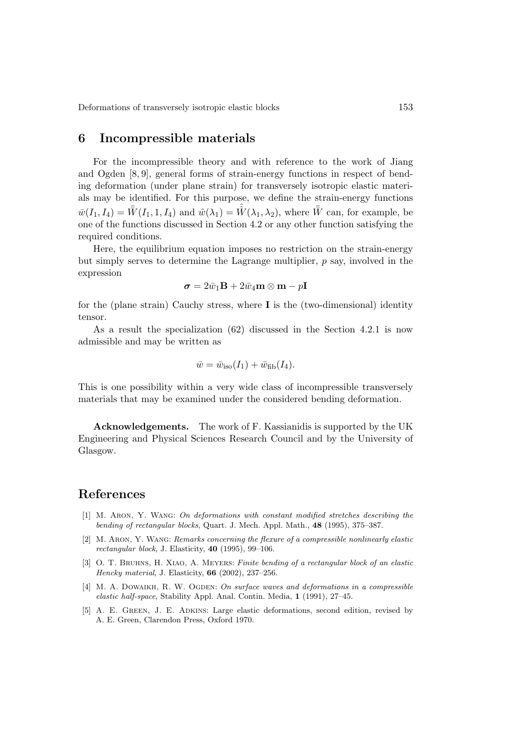## 6 Incompressible materials

For the incompressible theory and with reference to the work of Jiang and Ogden [8, 9], general forms of strain-energy functions in respect of bending deformation (under plane strain) for transversely isotropic elastic materials may be identified. For this purpose, we define the strain-energy functions $\bar{w}(I_1, I_4) = \bar{\bar{W}}(I_1, 1, I_4)$ and $\hat{w}(\lambda_1) = \hat{\hat{W}}(\lambda_1, \lambda_2)$, where $\bar{\bar{W}}$ can, for example, be one of the functions discussed in Section 4.2 or any other function satisfying the required conditions.

Here, the equilibrium equation imposes no restriction on the strain-energy but simply serves to determine the Lagrange multiplier, $p$ say, involved in the expression

$$\boldsymbol{\sigma} = 2\bar{w}_1\mathbf{B} + 2\bar{w}_4\mathbf{m} \otimes \mathbf{m} - p\mathbf{I}$$

for the (plane strain) Cauchy stress, where $\mathbf{I}$ is the (two-dimensional) identity tensor.

As a result the specialization (62) discussed in the Section 4.2.1 is now admissible and may be written as

$$\bar{w} = \bar{w}_{\rm iso}(I_1) + \bar{w}_{\rm fib}(I_4).$$

This is one possibility within a very wide class of incompressible transversely materials that may be examined under the considered bending deformation.

**Acknowledgements.** The work of F. Kassianidis is supported by the UK Engineering and Physical Sciences Research Council and by the University of Glasgow.

## References

[1] M. Aron, Y. Wang: *On deformations with constant modified stretches describing the bending of rectangular blocks*, Quart. J. Mech. Appl. Math., **48** (1995), 375–387.

[2] M. Aron, Y. Wang: *Remarks concerning the flexure of a compressible nonlinearly elastic rectangular block*, J. Elasticity, **40** (1995), 99–106.

[3] O. T. Bruhns, H. Xiao, A. Meyers: *Finite bending of a rectangular block of an elastic Hencky material*, J. Elasticity, **66** (2002), 237–256.

[4] M. A. Dowaikh, R. W. Ogden: *On surface waves and deformations in a compressible elastic half-space*, Stability Appl. Anal. Contin. Media, **1** (1991), 27–45.

[5] A. E. Green, J. E. Adkins: Large elastic deformations, second edition, revised by A. E. Green, Clarendon Press, Oxford 1970.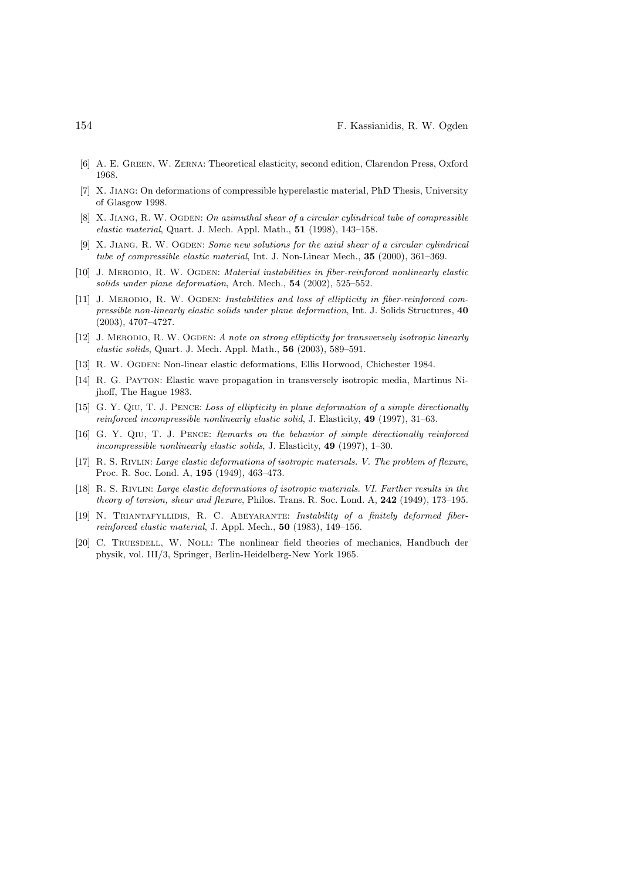[6] A. E. Green, W. Zerna: Theoretical elasticity, second edition, Clarendon Press, Oxford 1968.

[7] X. Jiang: On deformations of compressible hyperelastic material, PhD Thesis, University of Glasgow 1998.

[8] X. Jiang, R. W. Ogden: *On azimuthal shear of a circular cylindrical tube of compressible elastic material*, Quart. J. Mech. Appl. Math., **51** (1998), 143–158.

[9] X. Jiang, R. W. Ogden: *Some new solutions for the axial shear of a circular cylindrical tube of compressible elastic material*, Int. J. Non-Linear Mech., **35** (2000), 361–369.

[10] J. Merodio, R. W. Ogden: *Material instabilities in fiber-reinforced nonlinearly elastic solids under plane deformation*, Arch. Mech., **54** (2002), 525–552.

[11] J. Merodio, R. W. Ogden: *Instabilities and loss of ellipticity in fiber-reinforced compressible non-linearly elastic solids under plane deformation*, Int. J. Solids Structures, **40** (2003), 4707–4727.

[12] J. Merodio, R. W. Ogden: *A note on strong ellipticity for transversely isotropic linearly elastic solids*, Quart. J. Mech. Appl. Math., **56** (2003), 589–591.

[13] R. W. Ogden: Non-linear elastic deformations, Ellis Horwood, Chichester 1984.

[14] R. G. Payton: Elastic wave propagation in transversely isotropic media, Martinus Nijhoff, The Hague 1983.

[15] G. Y. Qiu, T. J. Pence: *Loss of ellipticity in plane deformation of a simple directionally reinforced incompressible nonlinearly elastic solid*, J. Elasticity, **49** (1997), 31–63.

[16] G. Y. Qiu, T. J. Pence: *Remarks on the behavior of simple directionally reinforced incompressible nonlinearly elastic solids*, J. Elasticity, **49** (1997), 1–30.

[17] R. S. Rivlin: *Large elastic deformations of isotropic materials. V. The problem of flexure*, Proc. R. Soc. Lond. A, **195** (1949), 463–473.

[18] R. S. Rivlin: *Large elastic deformations of isotropic materials. VI. Further results in the theory of torsion, shear and flexure*, Philos. Trans. R. Soc. Lond. A, **242** (1949), 173–195.

[19] N. Triantafyllidis, R. C. Abeyarante: *Instability of a finitely deformed fiber-reinforced elastic material*, J. Appl. Mech., **50** (1983), 149–156.

[20] C. Truesdell, W. Noll: The nonlinear field theories of mechanics, Handbuch der physik, vol. III/3, Springer, Berlin-Heidelberg-New York 1965.